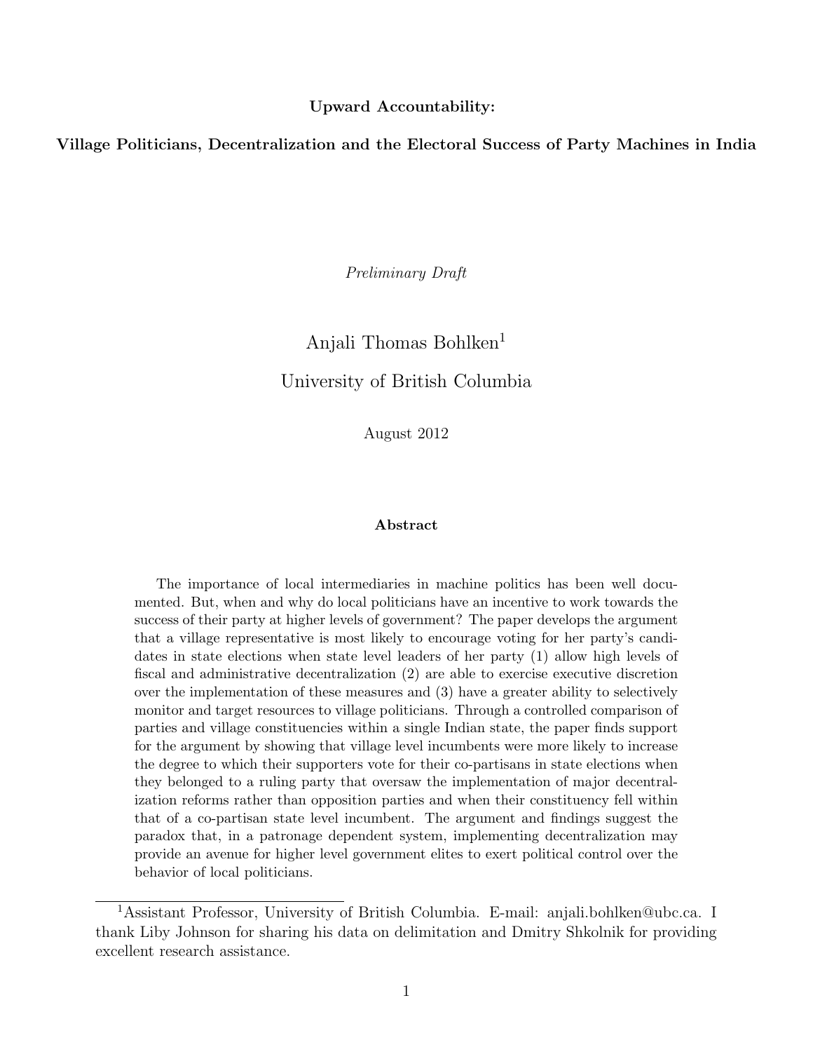**Upward Accountability:**

**Village Politicians, Decentralization and the Electoral Success of Party Machines in India**

*Preliminary Draft*

Anjali Thomas Bohlken[1]

University of British Columbia

August 2012

**Abstract**

The importance of local intermediaries in machine politics has been well documented. But, when and why do local politicians have an incentive to work towards the success of their party at higher levels of government? The paper develops the argument that a village representative is most likely to encourage voting for her party's candidates in state elections when state level leaders of her party (1) allow high levels of fiscal and administrative decentralization (2) are able to exercise executive discretion over the implementation of these measures and (3) have a greater ability to selectively monitor and target resources to village politicians. Through a controlled comparison of parties and village constituencies within a single Indian state, the paper finds support for the argument by showing that village level incumbents were more likely to increase the degree to which their supporters vote for their co-partisans in state elections when they belonged to a ruling party that oversaw the implementation of major decentralization reforms rather than opposition parties and when their constituency fell within that of a co-partisan state level incumbent. The argument and findings suggest the paradox that, in a patronage dependent system, implementing decentralization may provide an avenue for higher level government elites to exert political control over the behavior of local politicians.

---

[1] Assistant Professor, University of British Columbia. E-mail: anjali.bohlken@ubc.ca. I thank Liby Johnson for sharing his data on delimitation and Dmitry Shkolnik for providing excellent research assistance.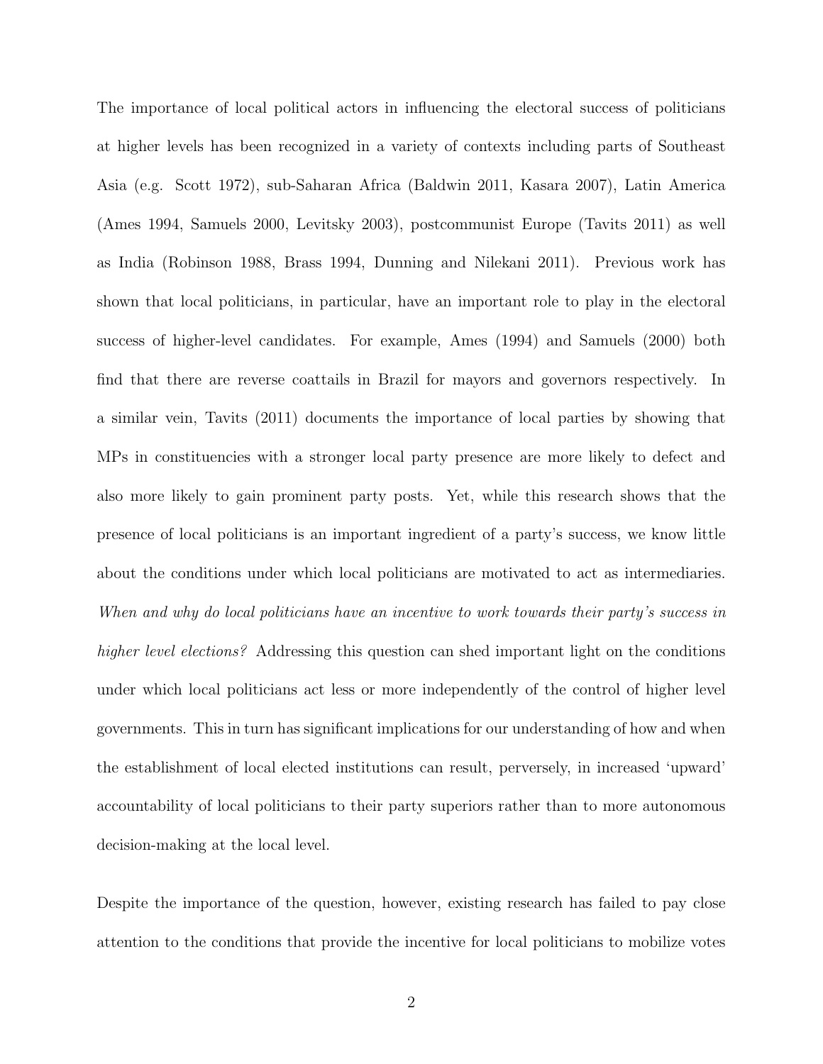The importance of local political actors in influencing the electoral success of politicians at higher levels has been recognized in a variety of contexts including parts of Southeast Asia (e.g. Scott 1972), sub-Saharan Africa (Baldwin 2011, Kasara 2007), Latin America (Ames 1994, Samuels 2000, Levitsky 2003), postcommunist Europe (Tavits 2011) as well as India (Robinson 1988, Brass 1994, Dunning and Nilekani 2011). Previous work has shown that local politicians, in particular, have an important role to play in the electoral success of higher-level candidates. For example, Ames (1994) and Samuels (2000) both find that there are reverse coattails in Brazil for mayors and governors respectively. In a similar vein, Tavits (2011) documents the importance of local parties by showing that MPs in constituencies with a stronger local party presence are more likely to defect and also more likely to gain prominent party posts. Yet, while this research shows that the presence of local politicians is an important ingredient of a party's success, we know little about the conditions under which local politicians are motivated to act as intermediaries. *When and why do local politicians have an incentive to work towards their party's success in higher level elections?* Addressing this question can shed important light on the conditions under which local politicians act less or more independently of the control of higher level governments. This in turn has significant implications for our understanding of how and when the establishment of local elected institutions can result, perversely, in increased 'upward' accountability of local politicians to their party superiors rather than to more autonomous decision-making at the local level.

Despite the importance of the question, however, existing research has failed to pay close attention to the conditions that provide the incentive for local politicians to mobilize votes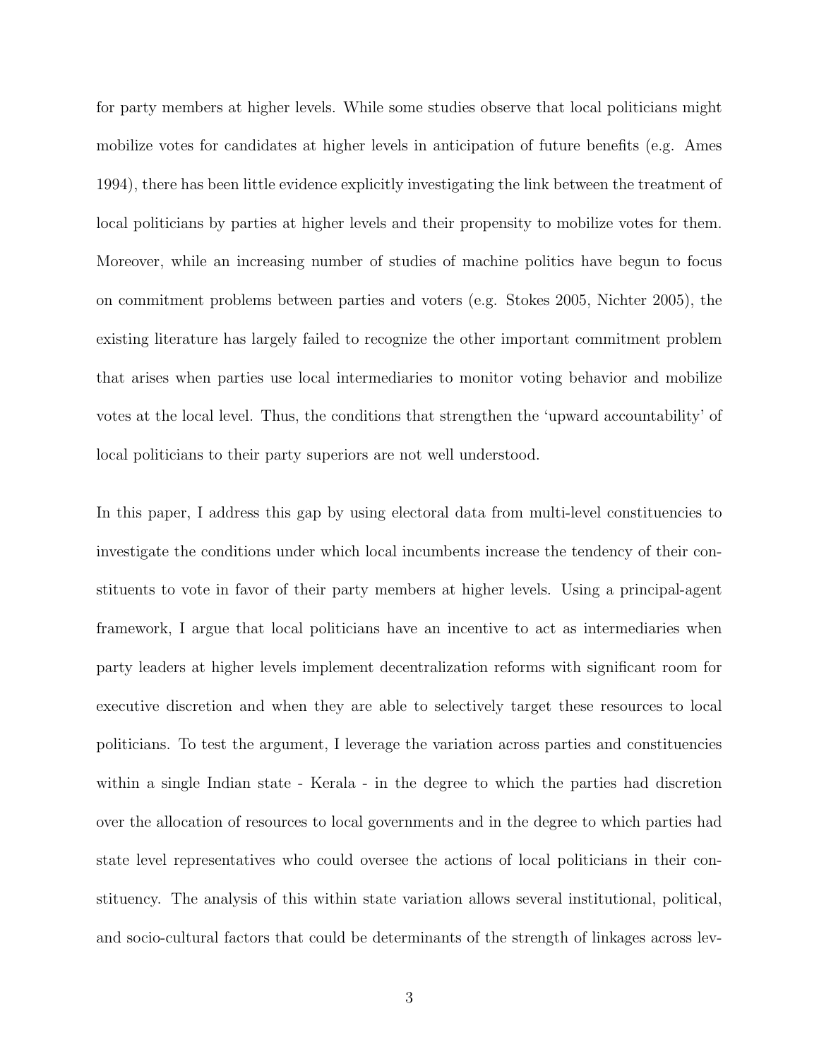for party members at higher levels. While some studies observe that local politicians might mobilize votes for candidates at higher levels in anticipation of future benefits (e.g. Ames 1994), there has been little evidence explicitly investigating the link between the treatment of local politicians by parties at higher levels and their propensity to mobilize votes for them. Moreover, while an increasing number of studies of machine politics have begun to focus on commitment problems between parties and voters (e.g. Stokes 2005, Nichter 2005), the existing literature has largely failed to recognize the other important commitment problem that arises when parties use local intermediaries to monitor voting behavior and mobilize votes at the local level. Thus, the conditions that strengthen the 'upward accountability' of local politicians to their party superiors are not well understood.

In this paper, I address this gap by using electoral data from multi-level constituencies to investigate the conditions under which local incumbents increase the tendency of their constituents to vote in favor of their party members at higher levels. Using a principal-agent framework, I argue that local politicians have an incentive to act as intermediaries when party leaders at higher levels implement decentralization reforms with significant room for executive discretion and when they are able to selectively target these resources to local politicians. To test the argument, I leverage the variation across parties and constituencies within a single Indian state - Kerala - in the degree to which the parties had discretion over the allocation of resources to local governments and in the degree to which parties had state level representatives who could oversee the actions of local politicians in their constituency. The analysis of this within state variation allows several institutional, political, and socio-cultural factors that could be determinants of the strength of linkages across lev-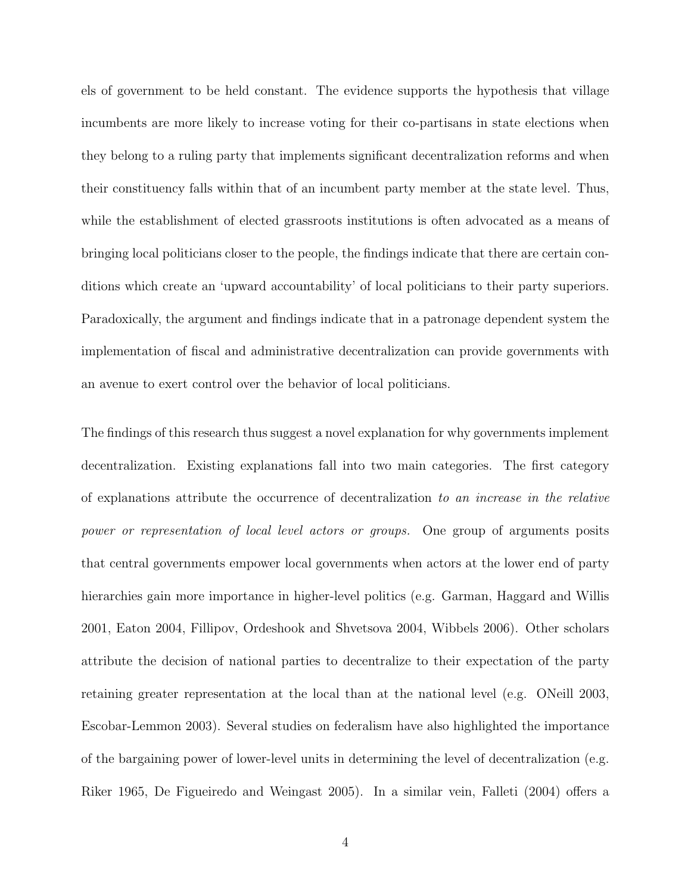els of government to be held constant. The evidence supports the hypothesis that village incumbents are more likely to increase voting for their co-partisans in state elections when they belong to a ruling party that implements significant decentralization reforms and when their constituency falls within that of an incumbent party member at the state level. Thus, while the establishment of elected grassroots institutions is often advocated as a means of bringing local politicians closer to the people, the findings indicate that there are certain conditions which create an 'upward accountability' of local politicians to their party superiors. Paradoxically, the argument and findings indicate that in a patronage dependent system the implementation of fiscal and administrative decentralization can provide governments with an avenue to exert control over the behavior of local politicians.

The findings of this research thus suggest a novel explanation for why governments implement decentralization. Existing explanations fall into two main categories. The first category of explanations attribute the occurrence of decentralization *to an increase in the relative power or representation of local level actors or groups.* One group of arguments posits that central governments empower local governments when actors at the lower end of party hierarchies gain more importance in higher-level politics (e.g. Garman, Haggard and Willis 2001, Eaton 2004, Fillipov, Ordeshook and Shvetsova 2004, Wibbels 2006). Other scholars attribute the decision of national parties to decentralize to their expectation of the party retaining greater representation at the local than at the national level (e.g. ONeill 2003, Escobar-Lemmon 2003). Several studies on federalism have also highlighted the importance of the bargaining power of lower-level units in determining the level of decentralization (e.g. Riker 1965, De Figueiredo and Weingast 2005). In a similar vein, Falleti (2004) offers a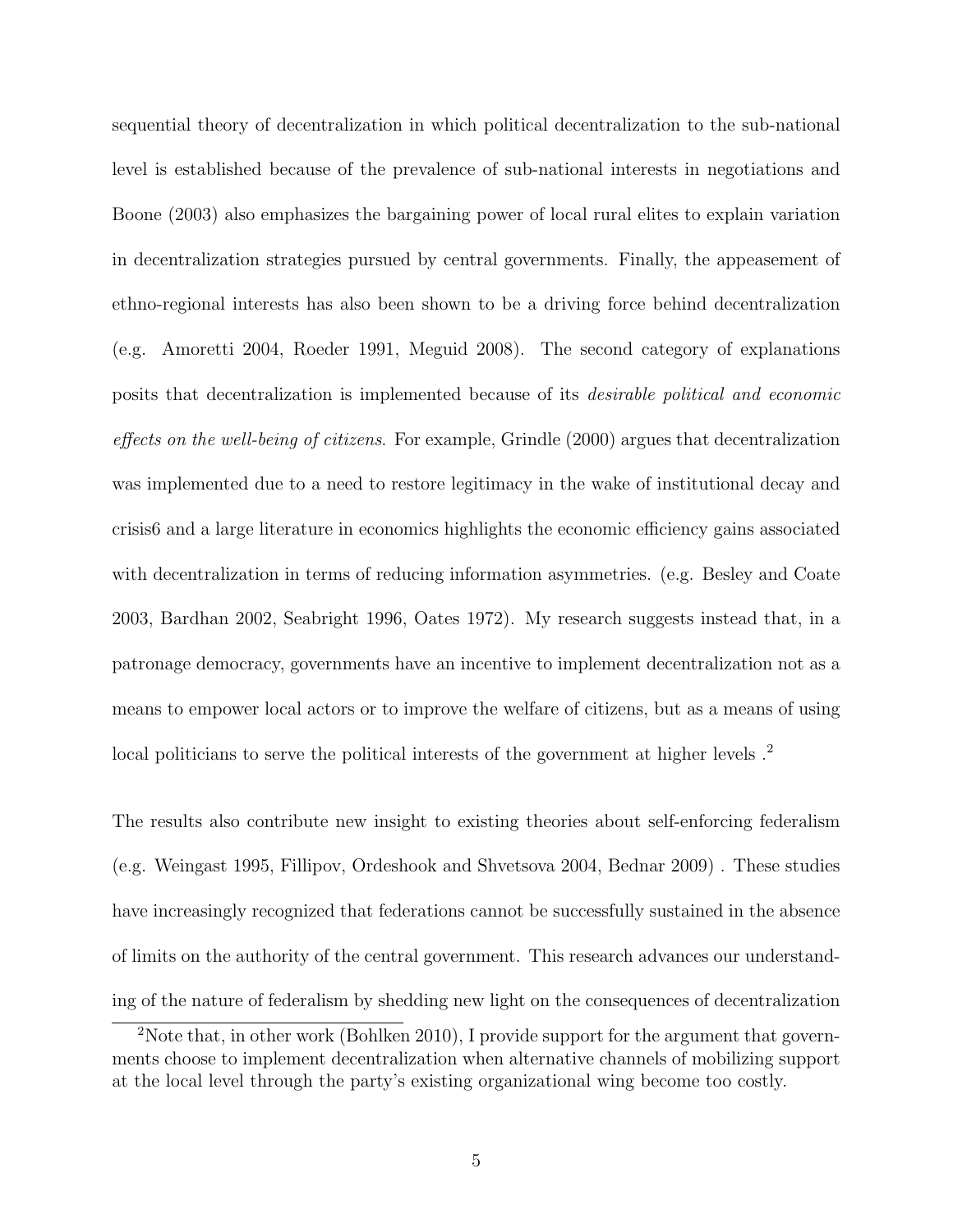sequential theory of decentralization in which political decentralization to the sub-national level is established because of the prevalence of sub-national interests in negotiations and Boone (2003) also emphasizes the bargaining power of local rural elites to explain variation in decentralization strategies pursued by central governments. Finally, the appeasement of ethno-regional interests has also been shown to be a driving force behind decentralization (e.g. Amoretti 2004, Roeder 1991, Meguid 2008). The second category of explanations posits that decentralization is implemented because of its *desirable political and economic effects on the well-being of citizens*. For example, Grindle (2000) argues that decentralization was implemented due to a need to restore legitimacy in the wake of institutional decay and crisis6 and a large literature in economics highlights the economic efficiency gains associated with decentralization in terms of reducing information asymmetries. (e.g. Besley and Coate 2003, Bardhan 2002, Seabright 1996, Oates 1972). My research suggests instead that, in a patronage democracy, governments have an incentive to implement decentralization not as a means to empower local actors or to improve the welfare of citizens, but as a means of using local politicians to serve the political interests of the government at higher levels .[2]

The results also contribute new insight to existing theories about self-enforcing federalism (e.g. Weingast 1995, Fillipov, Ordeshook and Shvetsova 2004, Bednar 2009) . These studies have increasingly recognized that federations cannot be successfully sustained in the absence of limits on the authority of the central government. This research advances our understanding of the nature of federalism by shedding new light on the consequences of decentralization

[2] Note that, in other work (Bohlken 2010), I provide support for the argument that governments choose to implement decentralization when alternative channels of mobilizing support at the local level through the party's existing organizational wing become too costly.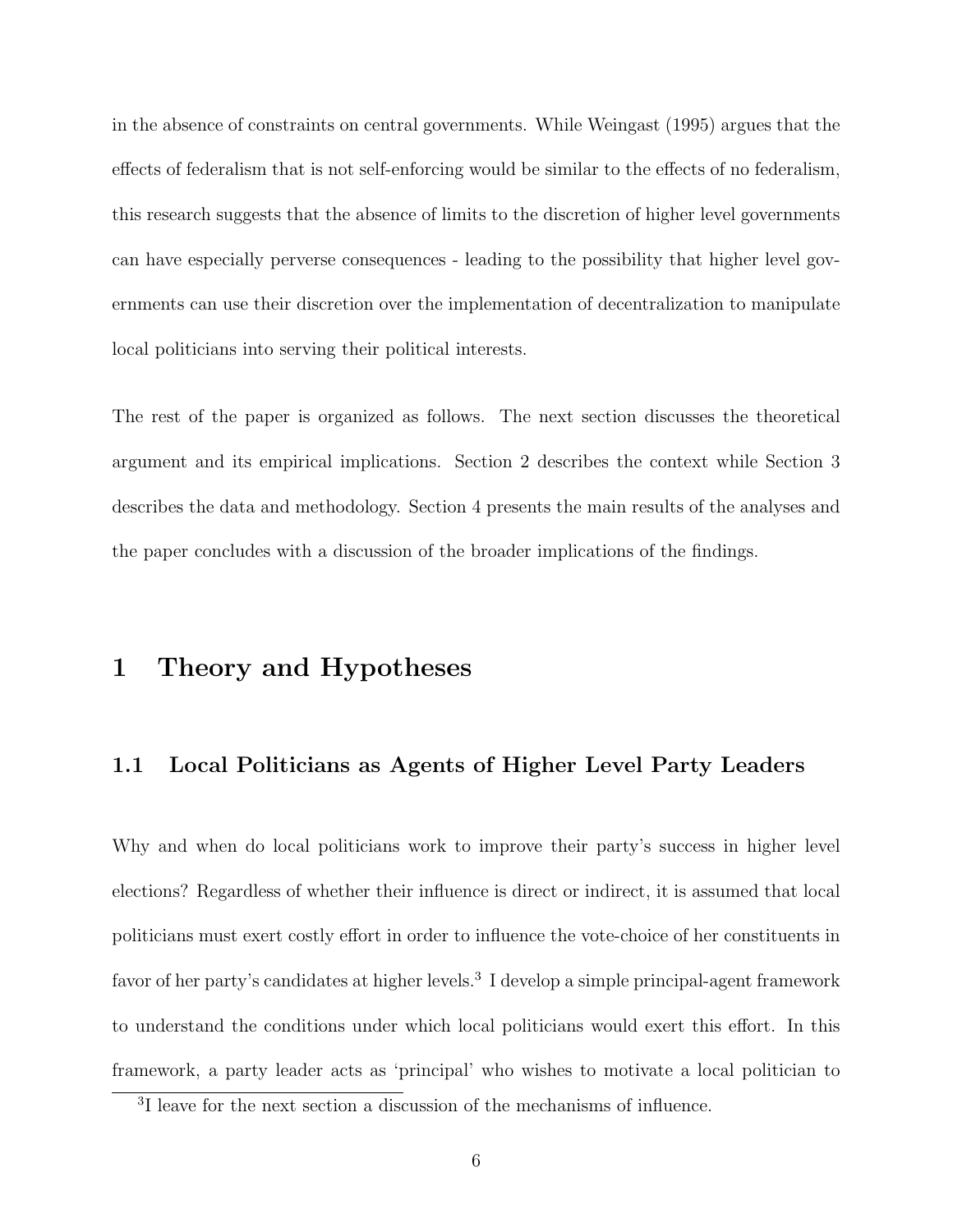in the absence of constraints on central governments. While Weingast (1995) argues that the effects of federalism that is not self-enforcing would be similar to the effects of no federalism, this research suggests that the absence of limits to the discretion of higher level governments can have especially perverse consequences - leading to the possibility that higher level governments can use their discretion over the implementation of decentralization to manipulate local politicians into serving their political interests.

The rest of the paper is organized as follows. The next section discusses the theoretical argument and its empirical implications. Section 2 describes the context while Section 3 describes the data and methodology. Section 4 presents the main results of the analyses and the paper concludes with a discussion of the broader implications of the findings.

# 1 Theory and Hypotheses

## 1.1 Local Politicians as Agents of Higher Level Party Leaders

Why and when do local politicians work to improve their party's success in higher level elections? Regardless of whether their influence is direct or indirect, it is assumed that local politicians must exert costly effort in order to influence the vote-choice of her constituents in favor of her party's candidates at higher levels.[3] I develop a simple principal-agent framework to understand the conditions under which local politicians would exert this effort. In this framework, a party leader acts as 'principal' who wishes to motivate a local politician to

[3] I leave for the next section a discussion of the mechanisms of influence.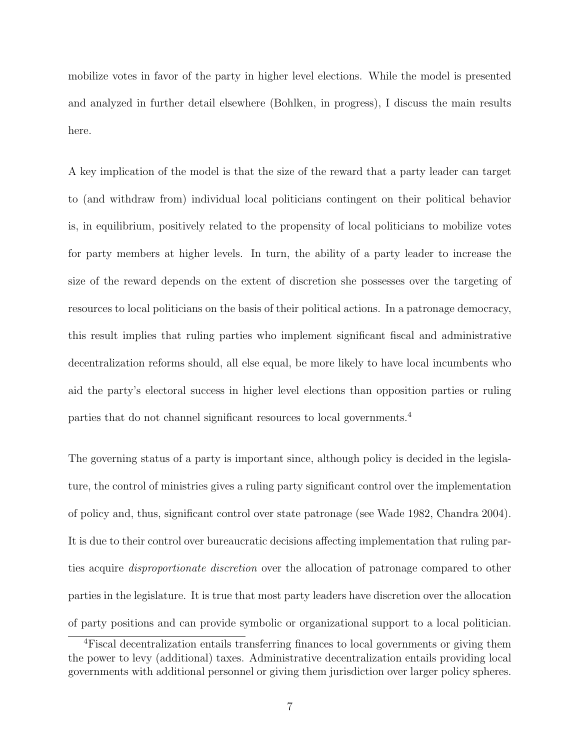mobilize votes in favor of the party in higher level elections. While the model is presented and analyzed in further detail elsewhere (Bohlken, in progress), I discuss the main results here.

A key implication of the model is that the size of the reward that a party leader can target to (and withdraw from) individual local politicians contingent on their political behavior is, in equilibrium, positively related to the propensity of local politicians to mobilize votes for party members at higher levels. In turn, the ability of a party leader to increase the size of the reward depends on the extent of discretion she possesses over the targeting of resources to local politicians on the basis of their political actions. In a patronage democracy, this result implies that ruling parties who implement significant fiscal and administrative decentralization reforms should, all else equal, be more likely to have local incumbents who aid the party's electoral success in higher level elections than opposition parties or ruling parties that do not channel significant resources to local governments.[4]

The governing status of a party is important since, although policy is decided in the legislature, the control of ministries gives a ruling party significant control over the implementation of policy and, thus, significant control over state patronage (see Wade 1982, Chandra 2004). It is due to their control over bureaucratic decisions affecting implementation that ruling parties acquire *disproportionate discretion* over the allocation of patronage compared to other parties in the legislature. It is true that most party leaders have discretion over the allocation of party positions and can provide symbolic or organizational support to a local politician.

[4]Fiscal decentralization entails transferring finances to local governments or giving them the power to levy (additional) taxes. Administrative decentralization entails providing local governments with additional personnel or giving them jurisdiction over larger policy spheres.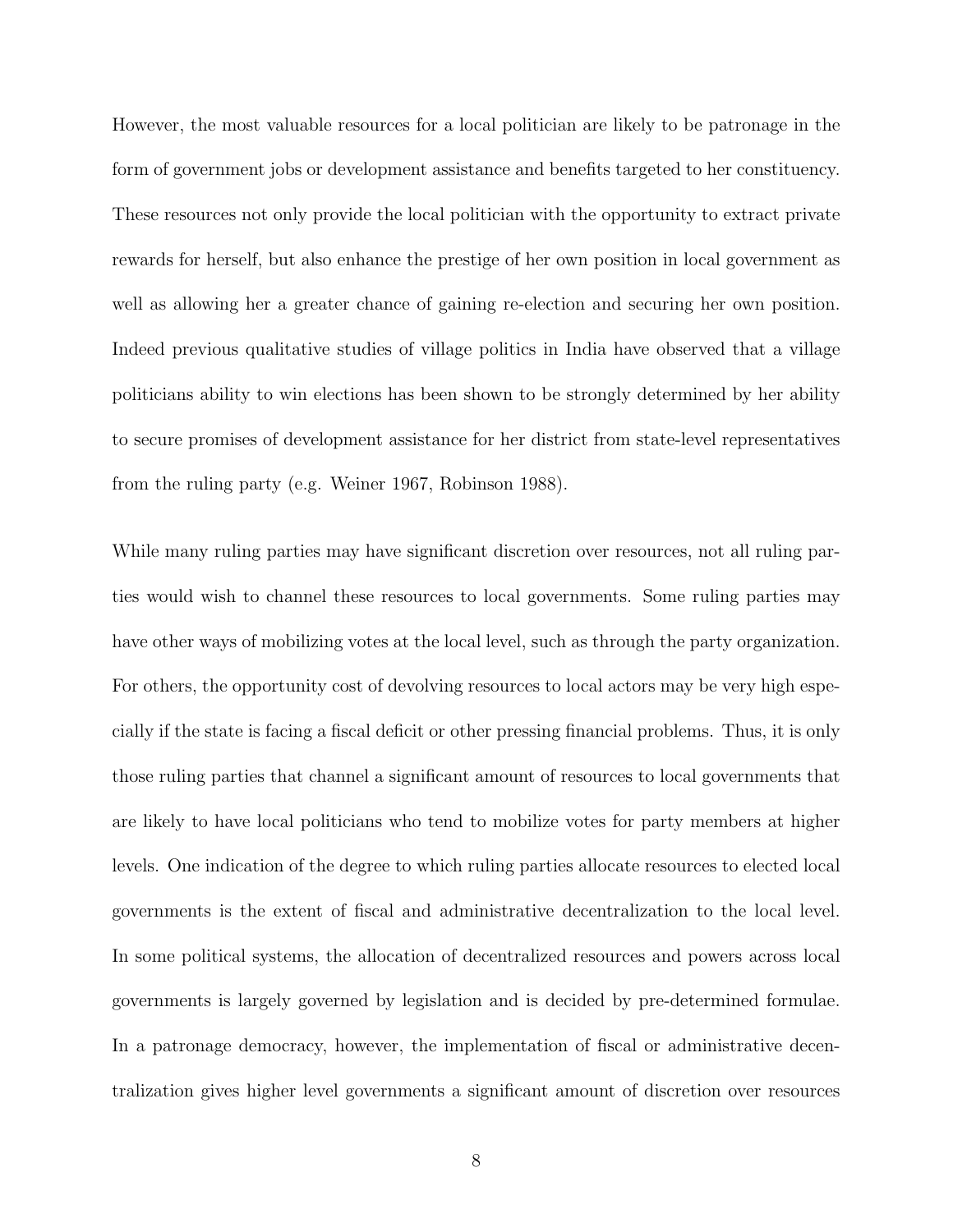However, the most valuable resources for a local politician are likely to be patronage in the form of government jobs or development assistance and benefits targeted to her constituency. These resources not only provide the local politician with the opportunity to extract private rewards for herself, but also enhance the prestige of her own position in local government as well as allowing her a greater chance of gaining re-election and securing her own position. Indeed previous qualitative studies of village politics in India have observed that a village politicians ability to win elections has been shown to be strongly determined by her ability to secure promises of development assistance for her district from state-level representatives from the ruling party (e.g. Weiner 1967, Robinson 1988).

While many ruling parties may have significant discretion over resources, not all ruling parties would wish to channel these resources to local governments. Some ruling parties may have other ways of mobilizing votes at the local level, such as through the party organization. For others, the opportunity cost of devolving resources to local actors may be very high especially if the state is facing a fiscal deficit or other pressing financial problems. Thus, it is only those ruling parties that channel a significant amount of resources to local governments that are likely to have local politicians who tend to mobilize votes for party members at higher levels. One indication of the degree to which ruling parties allocate resources to elected local governments is the extent of fiscal and administrative decentralization to the local level. In some political systems, the allocation of decentralized resources and powers across local governments is largely governed by legislation and is decided by pre-determined formulae. In a patronage democracy, however, the implementation of fiscal or administrative decentralization gives higher level governments a significant amount of discretion over resources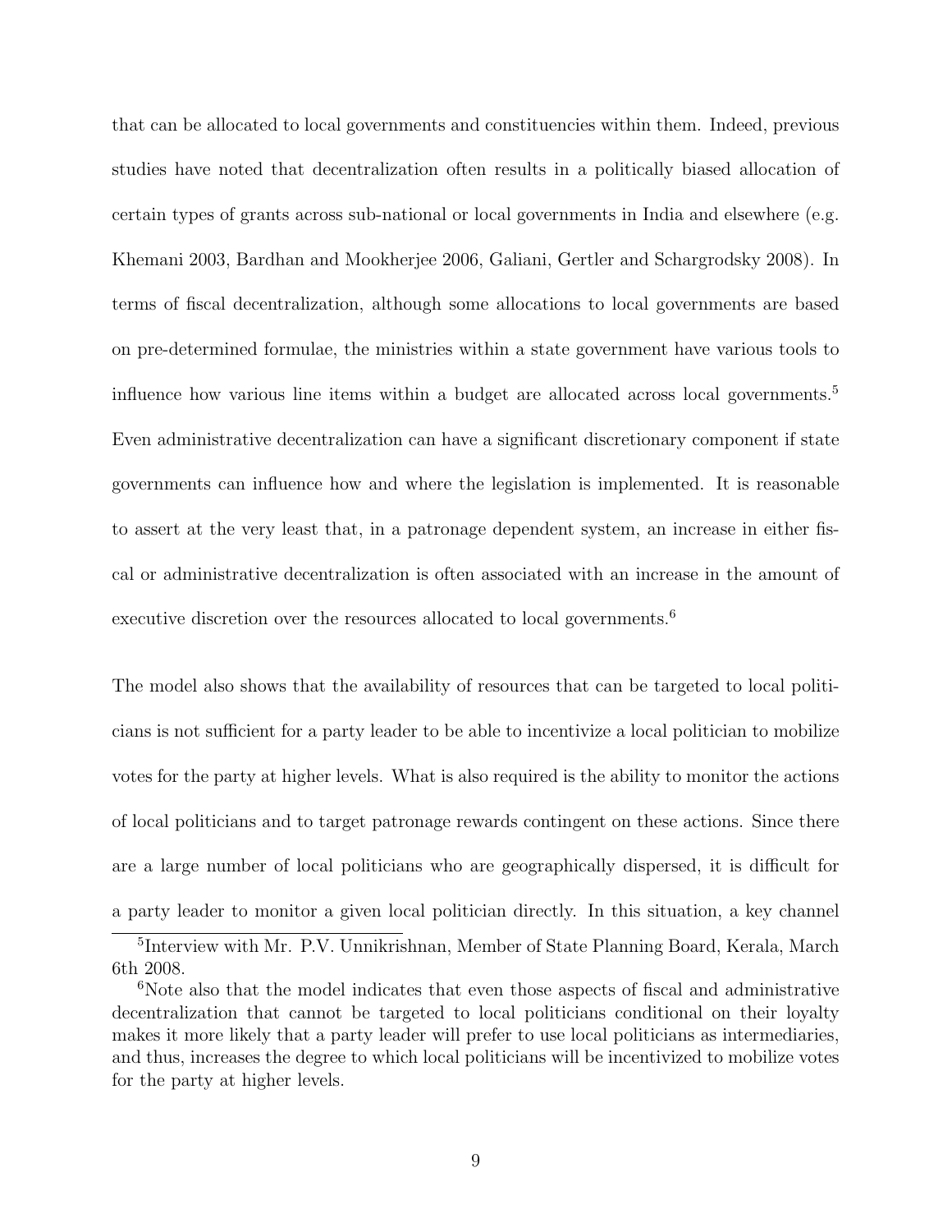that can be allocated to local governments and constituencies within them. Indeed, previous studies have noted that decentralization often results in a politically biased allocation of certain types of grants across sub-national or local governments in India and elsewhere (e.g. Khemani 2003, Bardhan and Mookherjee 2006, Galiani, Gertler and Schargrodsky 2008). In terms of fiscal decentralization, although some allocations to local governments are based on pre-determined formulae, the ministries within a state government have various tools to influence how various line items within a budget are allocated across local governments.[5] Even administrative decentralization can have a significant discretionary component if state governments can influence how and where the legislation is implemented. It is reasonable to assert at the very least that, in a patronage dependent system, an increase in either fiscal or administrative decentralization is often associated with an increase in the amount of executive discretion over the resources allocated to local governments.[6]

The model also shows that the availability of resources that can be targeted to local politicians is not sufficient for a party leader to be able to incentivize a local politician to mobilize votes for the party at higher levels. What is also required is the ability to monitor the actions of local politicians and to target patronage rewards contingent on these actions. Since there are a large number of local politicians who are geographically dispersed, it is difficult for a party leader to monitor a given local politician directly. In this situation, a key channel

[5]Interview with Mr. P.V. Unnikrishnan, Member of State Planning Board, Kerala, March 6th 2008.

[6]Note also that the model indicates that even those aspects of fiscal and administrative decentralization that cannot be targeted to local politicians conditional on their loyalty makes it more likely that a party leader will prefer to use local politicians as intermediaries, and thus, increases the degree to which local politicians will be incentivized to mobilize votes for the party at higher levels.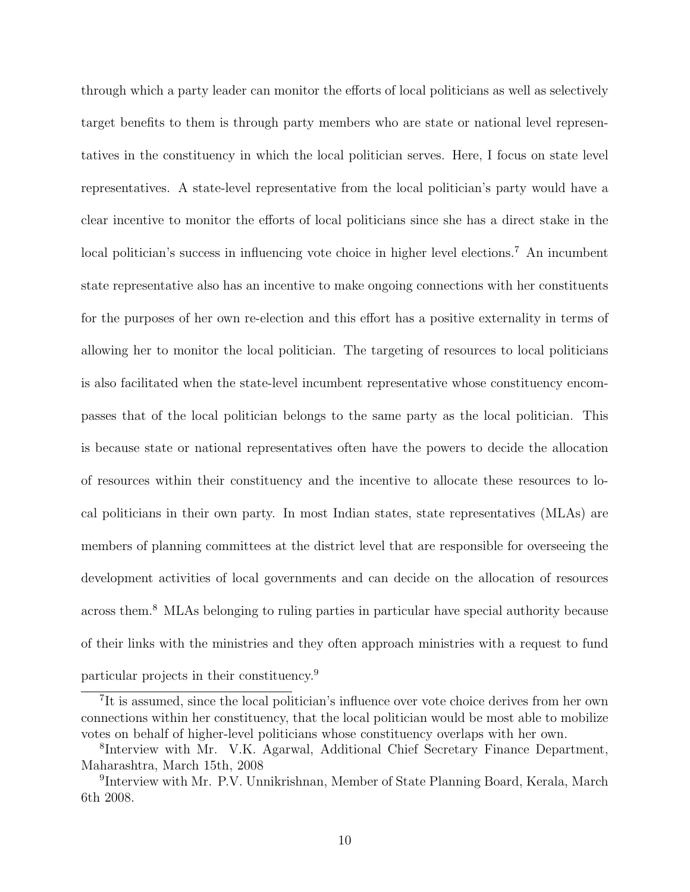through which a party leader can monitor the efforts of local politicians as well as selectively target benefits to them is through party members who are state or national level representatives in the constituency in which the local politician serves. Here, I focus on state level representatives. A state-level representative from the local politician's party would have a clear incentive to monitor the efforts of local politicians since she has a direct stake in the local politician's success in influencing vote choice in higher level elections.[7] An incumbent state representative also has an incentive to make ongoing connections with her constituents for the purposes of her own re-election and this effort has a positive externality in terms of allowing her to monitor the local politician. The targeting of resources to local politicians is also facilitated when the state-level incumbent representative whose constituency encompasses that of the local politician belongs to the same party as the local politician. This is because state or national representatives often have the powers to decide the allocation of resources within their constituency and the incentive to allocate these resources to local politicians in their own party. In most Indian states, state representatives (MLAs) are members of planning committees at the district level that are responsible for overseeing the development activities of local governments and can decide on the allocation of resources across them.[8] MLAs belonging to ruling parties in particular have special authority because of their links with the ministries and they often approach ministries with a request to fund particular projects in their constituency.[9]

---

[7] It is assumed, since the local politician's influence over vote choice derives from her own connections within her constituency, that the local politician would be most able to mobilize votes on behalf of higher-level politicians whose constituency overlaps with her own.

[8] Interview with Mr. V.K. Agarwal, Additional Chief Secretary Finance Department, Maharashtra, March 15th, 2008

[9] Interview with Mr. P.V. Unnikrishnan, Member of State Planning Board, Kerala, March 6th 2008.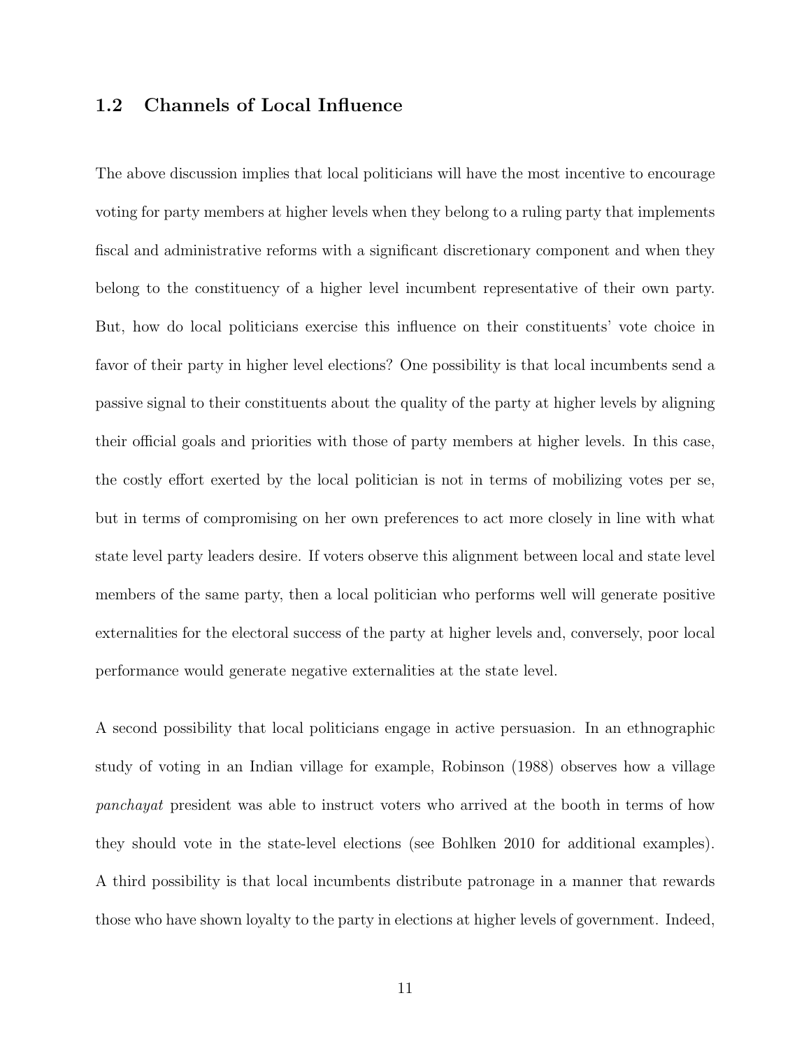## 1.2 Channels of Local Influence

The above discussion implies that local politicians will have the most incentive to encourage voting for party members at higher levels when they belong to a ruling party that implements fiscal and administrative reforms with a significant discretionary component and when they belong to the constituency of a higher level incumbent representative of their own party. But, how do local politicians exercise this influence on their constituents' vote choice in favor of their party in higher level elections? One possibility is that local incumbents send a passive signal to their constituents about the quality of the party at higher levels by aligning their official goals and priorities with those of party members at higher levels. In this case, the costly effort exerted by the local politician is not in terms of mobilizing votes per se, but in terms of compromising on her own preferences to act more closely in line with what state level party leaders desire. If voters observe this alignment between local and state level members of the same party, then a local politician who performs well will generate positive externalities for the electoral success of the party at higher levels and, conversely, poor local performance would generate negative externalities at the state level.

A second possibility that local politicians engage in active persuasion. In an ethnographic study of voting in an Indian village for example, Robinson (1988) observes how a village *panchayat* president was able to instruct voters who arrived at the booth in terms of how they should vote in the state-level elections (see Bohlken 2010 for additional examples). A third possibility is that local incumbents distribute patronage in a manner that rewards those who have shown loyalty to the party in elections at higher levels of government. Indeed,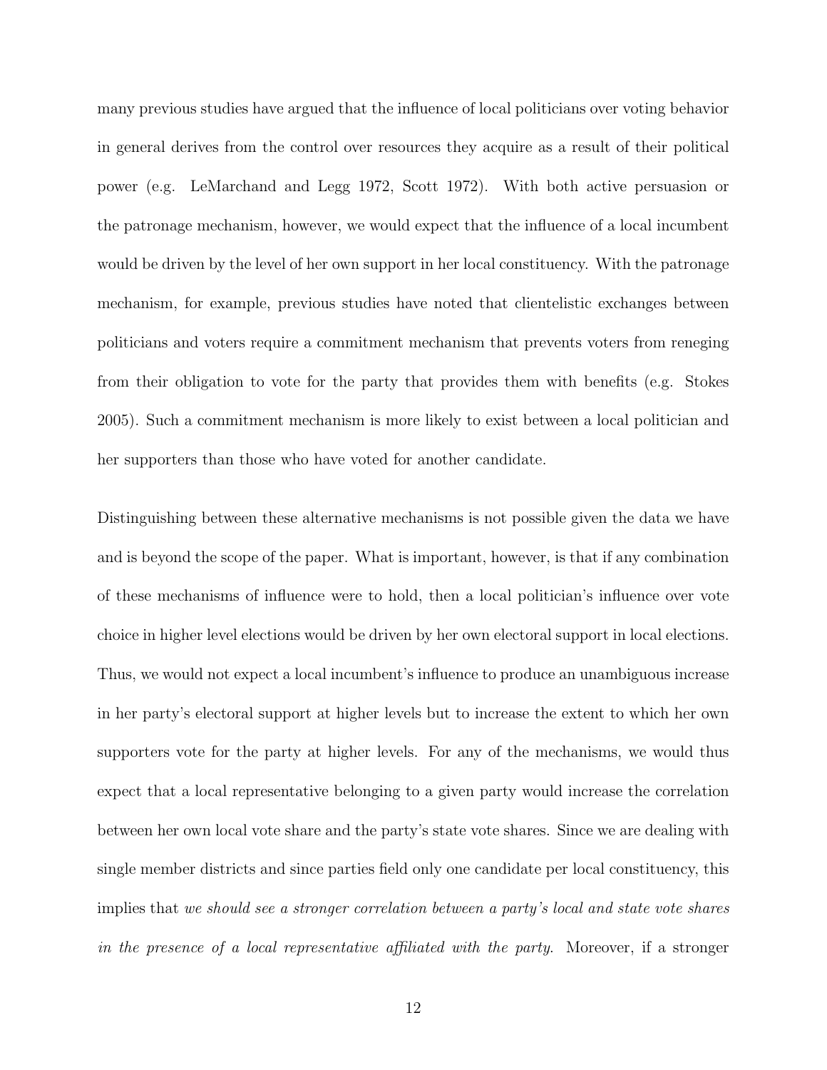many previous studies have argued that the influence of local politicians over voting behavior in general derives from the control over resources they acquire as a result of their political power (e.g. LeMarchand and Legg 1972, Scott 1972). With both active persuasion or the patronage mechanism, however, we would expect that the influence of a local incumbent would be driven by the level of her own support in her local constituency. With the patronage mechanism, for example, previous studies have noted that clientelistic exchanges between politicians and voters require a commitment mechanism that prevents voters from reneging from their obligation to vote for the party that provides them with benefits (e.g. Stokes 2005). Such a commitment mechanism is more likely to exist between a local politician and her supporters than those who have voted for another candidate.

Distinguishing between these alternative mechanisms is not possible given the data we have and is beyond the scope of the paper. What is important, however, is that if any combination of these mechanisms of influence were to hold, then a local politician's influence over vote choice in higher level elections would be driven by her own electoral support in local elections. Thus, we would not expect a local incumbent's influence to produce an unambiguous increase in her party's electoral support at higher levels but to increase the extent to which her own supporters vote for the party at higher levels. For any of the mechanisms, we would thus expect that a local representative belonging to a given party would increase the correlation between her own local vote share and the party's state vote shares. Since we are dealing with single member districts and since parties field only one candidate per local constituency, this implies that *we should see a stronger correlation between a party's local and state vote shares in the presence of a local representative affiliated with the party*. Moreover, if a stronger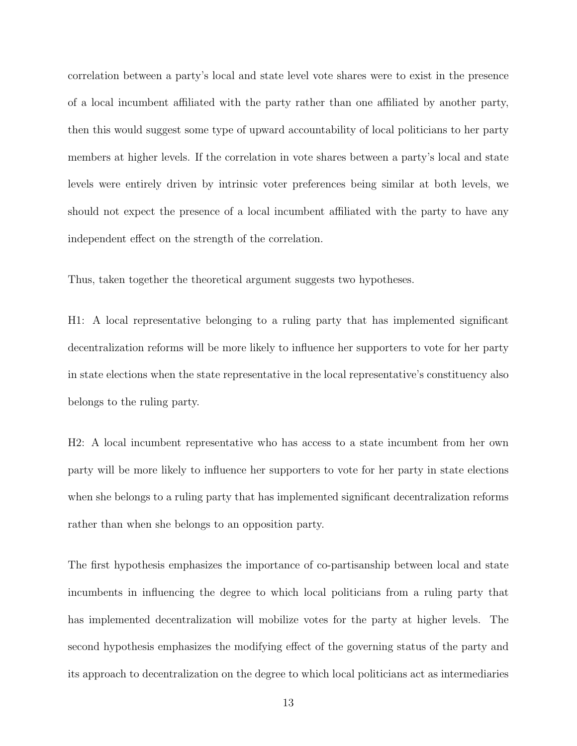correlation between a party's local and state level vote shares were to exist in the presence of a local incumbent affiliated with the party rather than one affiliated by another party, then this would suggest some type of upward accountability of local politicians to her party members at higher levels. If the correlation in vote shares between a party's local and state levels were entirely driven by intrinsic voter preferences being similar at both levels, we should not expect the presence of a local incumbent affiliated with the party to have any independent effect on the strength of the correlation.

Thus, taken together the theoretical argument suggests two hypotheses.

H1: A local representative belonging to a ruling party that has implemented significant decentralization reforms will be more likely to influence her supporters to vote for her party in state elections when the state representative in the local representative's constituency also belongs to the ruling party.

H2: A local incumbent representative who has access to a state incumbent from her own party will be more likely to influence her supporters to vote for her party in state elections when she belongs to a ruling party that has implemented significant decentralization reforms rather than when she belongs to an opposition party.

The first hypothesis emphasizes the importance of co-partisanship between local and state incumbents in influencing the degree to which local politicians from a ruling party that has implemented decentralization will mobilize votes for the party at higher levels. The second hypothesis emphasizes the modifying effect of the governing status of the party and its approach to decentralization on the degree to which local politicians act as intermediaries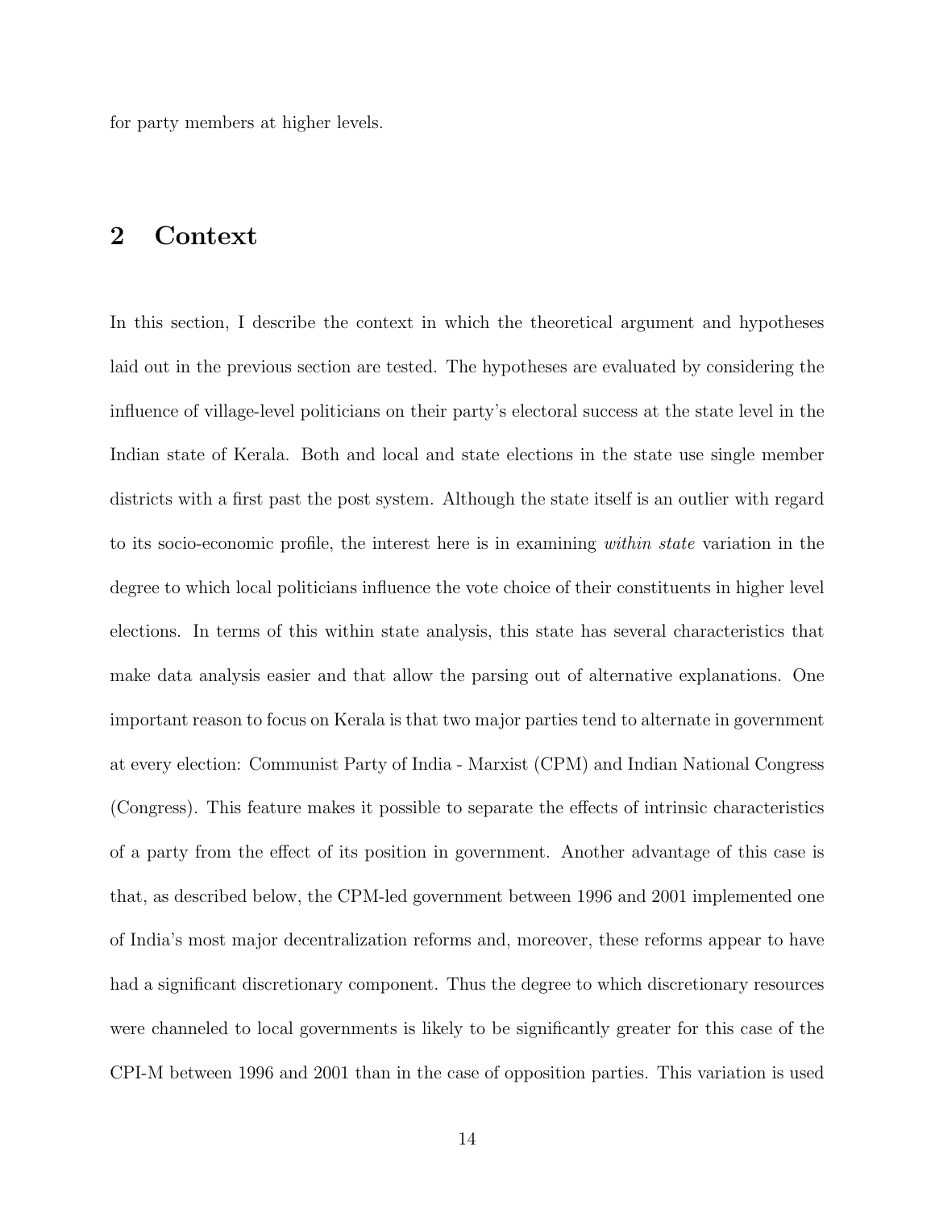for party members at higher levels.

## 2 Context

In this section, I describe the context in which the theoretical argument and hypotheses laid out in the previous section are tested. The hypotheses are evaluated by considering the influence of village-level politicians on their party's electoral success at the state level in the Indian state of Kerala. Both and local and state elections in the state use single member districts with a first past the post system. Although the state itself is an outlier with regard to its socio-economic profile, the interest here is in examining *within state* variation in the degree to which local politicians influence the vote choice of their constituents in higher level elections. In terms of this within state analysis, this state has several characteristics that make data analysis easier and that allow the parsing out of alternative explanations. One important reason to focus on Kerala is that two major parties tend to alternate in government at every election: Communist Party of India - Marxist (CPM) and Indian National Congress (Congress). This feature makes it possible to separate the effects of intrinsic characteristics of a party from the effect of its position in government. Another advantage of this case is that, as described below, the CPM-led government between 1996 and 2001 implemented one of India's most major decentralization reforms and, moreover, these reforms appear to have had a significant discretionary component. Thus the degree to which discretionary resources were channeled to local governments is likely to be significantly greater for this case of the CPI-M between 1996 and 2001 than in the case of opposition parties. This variation is used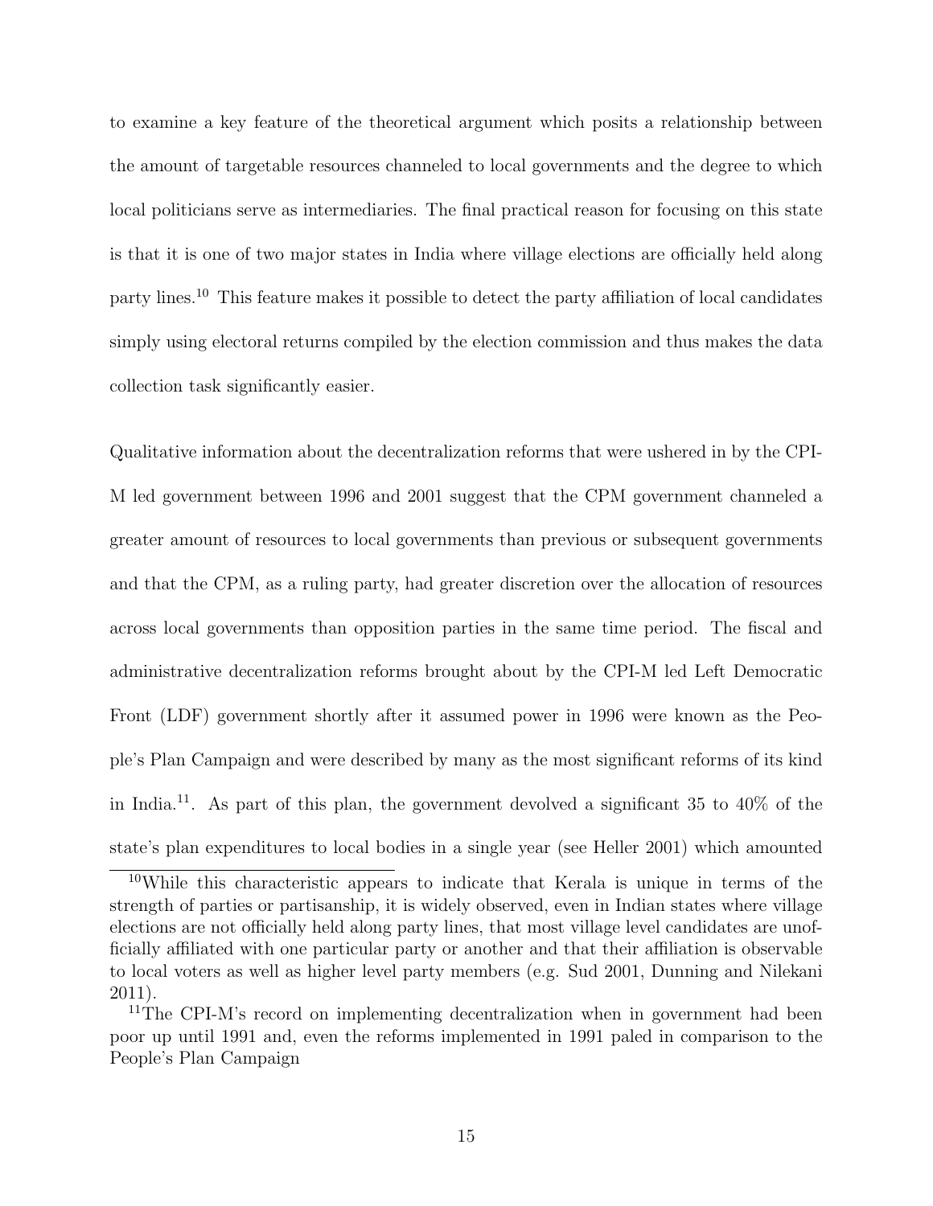to examine a key feature of the theoretical argument which posits a relationship between the amount of targetable resources channeled to local governments and the degree to which local politicians serve as intermediaries. The final practical reason for focusing on this state is that it is one of two major states in India where village elections are officially held along party lines.[10] This feature makes it possible to detect the party affiliation of local candidates simply using electoral returns compiled by the election commission and thus makes the data collection task significantly easier.

Qualitative information about the decentralization reforms that were ushered in by the CPI-M led government between 1996 and 2001 suggest that the CPM government channeled a greater amount of resources to local governments than previous or subsequent governments and that the CPM, as a ruling party, had greater discretion over the allocation of resources across local governments than opposition parties in the same time period. The fiscal and administrative decentralization reforms brought about by the CPI-M led Left Democratic Front (LDF) government shortly after it assumed power in 1996 were known as the People's Plan Campaign and were described by many as the most significant reforms of its kind in India.[11]. As part of this plan, the government devolved a significant 35 to 40% of the state's plan expenditures to local bodies in a single year (see Heller 2001) which amounted

[10] While this characteristic appears to indicate that Kerala is unique in terms of the strength of parties or partisanship, it is widely observed, even in Indian states where village elections are not officially held along party lines, that most village level candidates are unofficially affiliated with one particular party or another and that their affiliation is observable to local voters as well as higher level party members (e.g. Sud 2001, Dunning and Nilekani 2011).

[11] The CPI-M's record on implementing decentralization when in government had been poor up until 1991 and, even the reforms implemented in 1991 paled in comparison to the People's Plan Campaign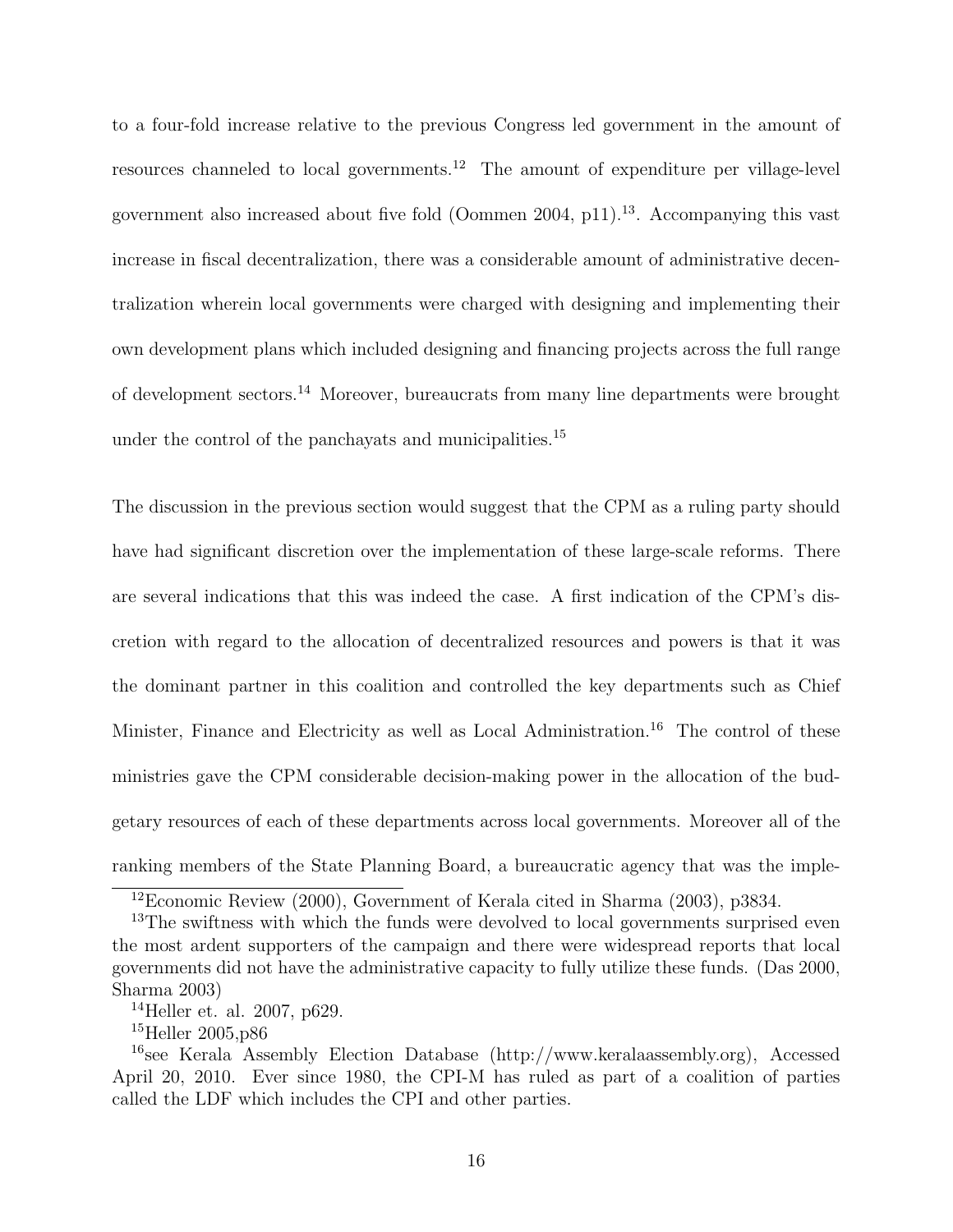to a four-fold increase relative to the previous Congress led government in the amount of resources channeled to local governments.[12] The amount of expenditure per village-level government also increased about five fold (Oommen 2004, p11).[13]. Accompanying this vast increase in fiscal decentralization, there was a considerable amount of administrative decentralization wherein local governments were charged with designing and implementing their own development plans which included designing and financing projects across the full range of development sectors.[14] Moreover, bureaucrats from many line departments were brought under the control of the panchayats and municipalities.[15]

The discussion in the previous section would suggest that the CPM as a ruling party should have had significant discretion over the implementation of these large-scale reforms. There are several indications that this was indeed the case. A first indication of the CPM's discretion with regard to the allocation of decentralized resources and powers is that it was the dominant partner in this coalition and controlled the key departments such as Chief Minister, Finance and Electricity as well as Local Administration.[16] The control of these ministries gave the CPM considerable decision-making power in the allocation of the budgetary resources of each of these departments across local governments. Moreover all of the ranking members of the State Planning Board, a bureaucratic agency that was the imple-

---

[12] Economic Review (2000), Government of Kerala cited in Sharma (2003), p3834.

[13] The swiftness with which the funds were devolved to local governments surprised even the most ardent supporters of the campaign and there were widespread reports that local governments did not have the administrative capacity to fully utilize these funds. (Das 2000, Sharma 2003)

[14] Heller et. al. 2007, p629.

[15] Heller 2005,p86

[16] see Kerala Assembly Election Database (http://www.keralaassembly.org), Accessed April 20, 2010. Ever since 1980, the CPI-M has ruled as part of a coalition of parties called the LDF which includes the CPI and other parties.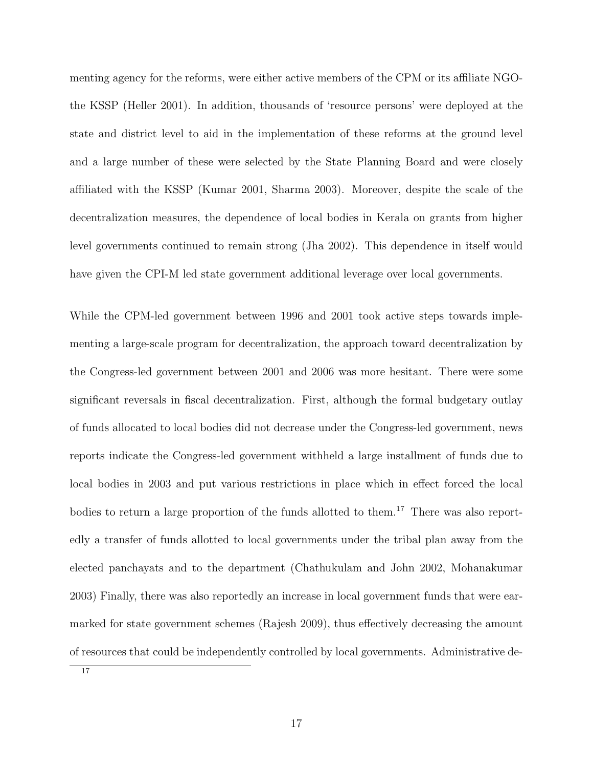menting agency for the reforms, were either active members of the CPM or its affiliate NGO- the KSSP (Heller 2001). In addition, thousands of 'resource persons' were deployed at the state and district level to aid in the implementation of these reforms at the ground level and a large number of these were selected by the State Planning Board and were closely affiliated with the KSSP (Kumar 2001, Sharma 2003). Moreover, despite the scale of the decentralization measures, the dependence of local bodies in Kerala on grants from higher level governments continued to remain strong (Jha 2002). This dependence in itself would have given the CPI-M led state government additional leverage over local governments.

While the CPM-led government between 1996 and 2001 took active steps towards implementing a large-scale program for decentralization, the approach toward decentralization by the Congress-led government between 2001 and 2006 was more hesitant. There were some significant reversals in fiscal decentralization. First, although the formal budgetary outlay of funds allocated to local bodies did not decrease under the Congress-led government, news reports indicate the Congress-led government withheld a large installment of funds due to local bodies in 2003 and put various restrictions in place which in effect forced the local bodies to return a large proportion of the funds allotted to them.[17] There was also reportedly a transfer of funds allotted to local governments under the tribal plan away from the elected panchayats and to the department (Chathukulam and John 2002, Mohanakumar 2003) Finally, there was also reportedly an increase in local government funds that were earmarked for state government schemes (Rajesh 2009), thus effectively decreasing the amount of resources that could be independently controlled by local governments. Administrative de-

[17]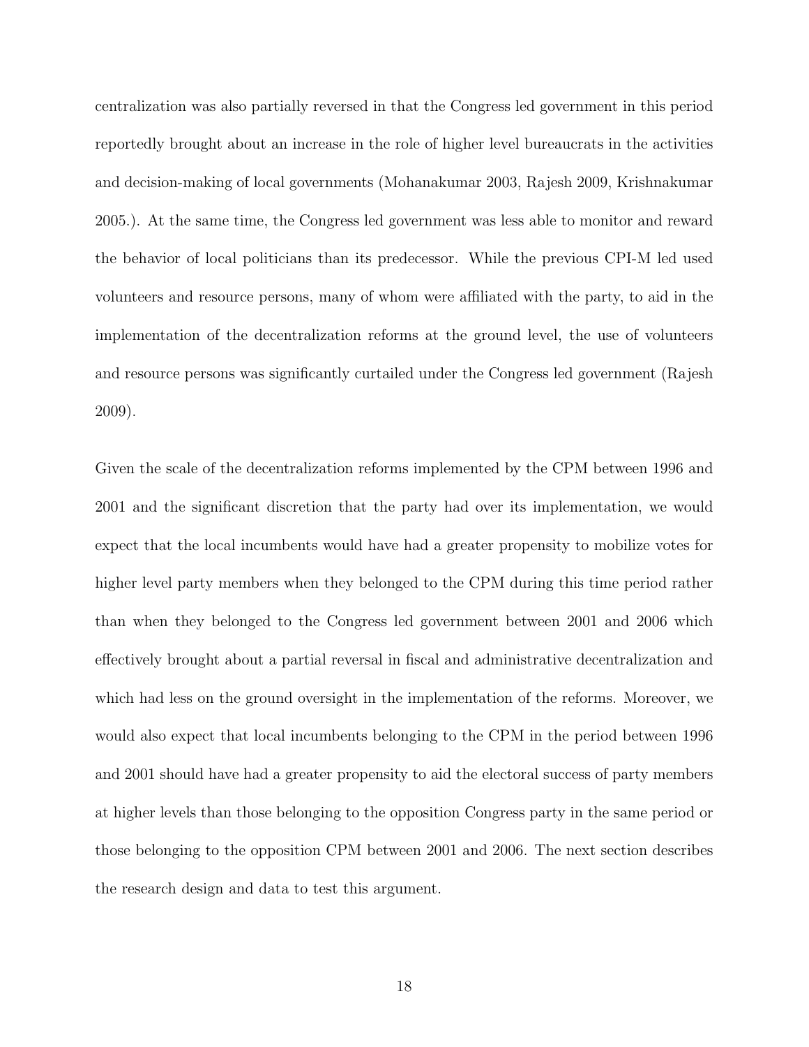centralization was also partially reversed in that the Congress led government in this period reportedly brought about an increase in the role of higher level bureaucrats in the activities and decision-making of local governments (Mohanakumar 2003, Rajesh 2009, Krishnakumar 2005.). At the same time, the Congress led government was less able to monitor and reward the behavior of local politicians than its predecessor. While the previous CPI-M led used volunteers and resource persons, many of whom were affiliated with the party, to aid in the implementation of the decentralization reforms at the ground level, the use of volunteers and resource persons was significantly curtailed under the Congress led government (Rajesh 2009).

Given the scale of the decentralization reforms implemented by the CPM between 1996 and 2001 and the significant discretion that the party had over its implementation, we would expect that the local incumbents would have had a greater propensity to mobilize votes for higher level party members when they belonged to the CPM during this time period rather than when they belonged to the Congress led government between 2001 and 2006 which effectively brought about a partial reversal in fiscal and administrative decentralization and which had less on the ground oversight in the implementation of the reforms. Moreover, we would also expect that local incumbents belonging to the CPM in the period between 1996 and 2001 should have had a greater propensity to aid the electoral success of party members at higher levels than those belonging to the opposition Congress party in the same period or those belonging to the opposition CPM between 2001 and 2006. The next section describes the research design and data to test this argument.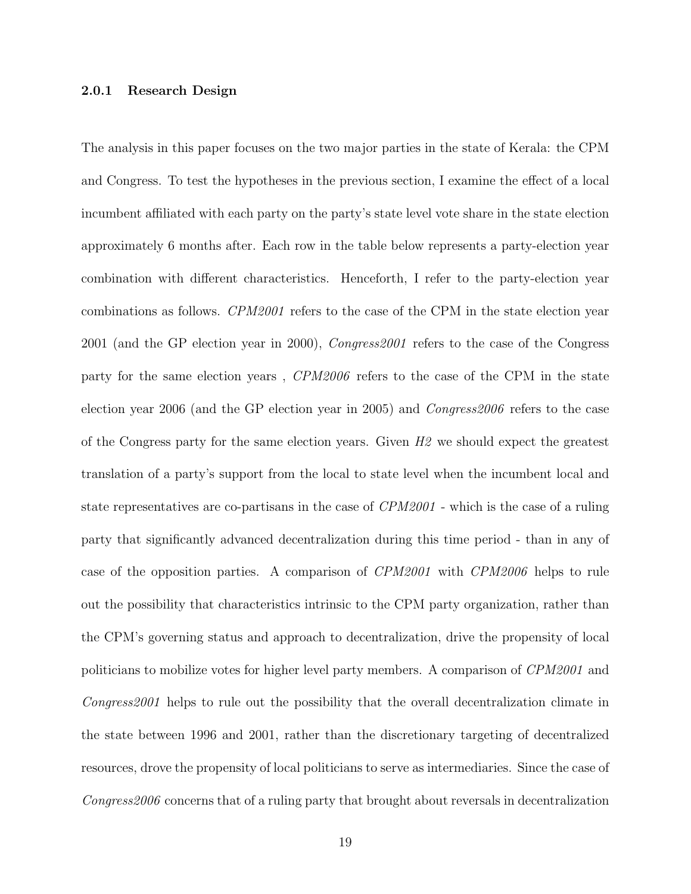### 2.0.1 Research Design

The analysis in this paper focuses on the two major parties in the state of Kerala: the CPM and Congress. To test the hypotheses in the previous section, I examine the effect of a local incumbent affiliated with each party on the party's state level vote share in the state election approximately 6 months after. Each row in the table below represents a party-election year combination with different characteristics. Henceforth, I refer to the party-election year combinations as follows. *CPM2001* refers to the case of the CPM in the state election year 2001 (and the GP election year in 2000), *Congress2001* refers to the case of the Congress party for the same election years , *CPM2006* refers to the case of the CPM in the state election year 2006 (and the GP election year in 2005) and *Congress2006* refers to the case of the Congress party for the same election years. Given *H2* we should expect the greatest translation of a party's support from the local to state level when the incumbent local and state representatives are co-partisans in the case of *CPM2001* - which is the case of a ruling party that significantly advanced decentralization during this time period - than in any of case of the opposition parties. A comparison of *CPM2001* with *CPM2006* helps to rule out the possibility that characteristics intrinsic to the CPM party organization, rather than the CPM's governing status and approach to decentralization, drive the propensity of local politicians to mobilize votes for higher level party members. A comparison of *CPM2001* and *Congress2001* helps to rule out the possibility that the overall decentralization climate in the state between 1996 and 2001, rather than the discretionary targeting of decentralized resources, drove the propensity of local politicians to serve as intermediaries. Since the case of *Congress2006* concerns that of a ruling party that brought about reversals in decentralization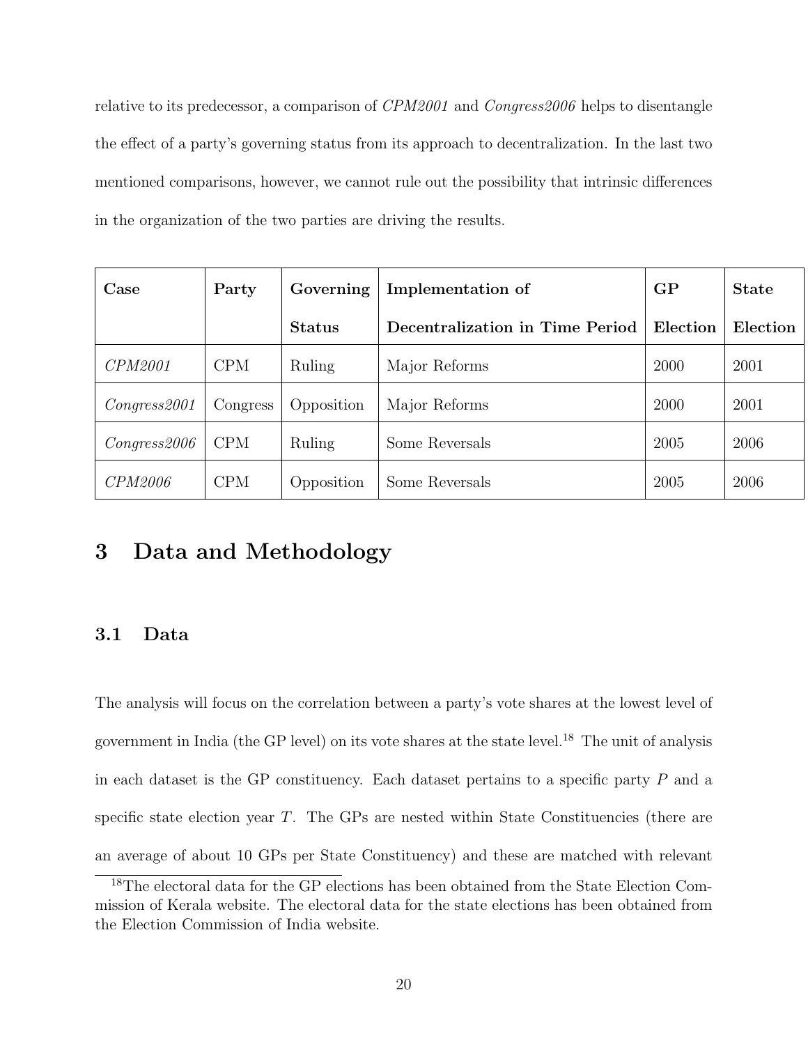relative to its predecessor, a comparison of *CPM2001* and *Congress2006* helps to disentangle the effect of a party's governing status from its approach to decentralization. In the last two mentioned comparisons, however, we cannot rule out the possibility that intrinsic differences in the organization of the two parties are driving the results.

| **Case** | **Party** | **Governing Status** | **Implementation of Decentralization in Time Period** | **GP Election** | **State Election** |
|---|---|---|---|---|---|
| *CPM2001* | CPM | Ruling | Major Reforms | 2000 | 2001 |
| *Congress2001* | Congress | Opposition | Major Reforms | 2000 | 2001 |
| *Congress2006* | CPM | Ruling | Some Reversals | 2005 | 2006 |
| *CPM2006* | CPM | Opposition | Some Reversals | 2005 | 2006 |

## 3 Data and Methodology

### 3.1 Data

The analysis will focus on the correlation between a party's vote shares at the lowest level of government in India (the GP level) on its vote shares at the state level.[18] The unit of analysis in each dataset is the GP constituency. Each dataset pertains to a specific party $P$ and a specific state election year $T$. The GPs are nested within State Constituencies (there are an average of about 10 GPs per State Constituency) and these are matched with relevant

[18] The electoral data for the GP elections has been obtained from the State Election Commission of Kerala website. The electoral data for the state elections has been obtained from the Election Commission of India website.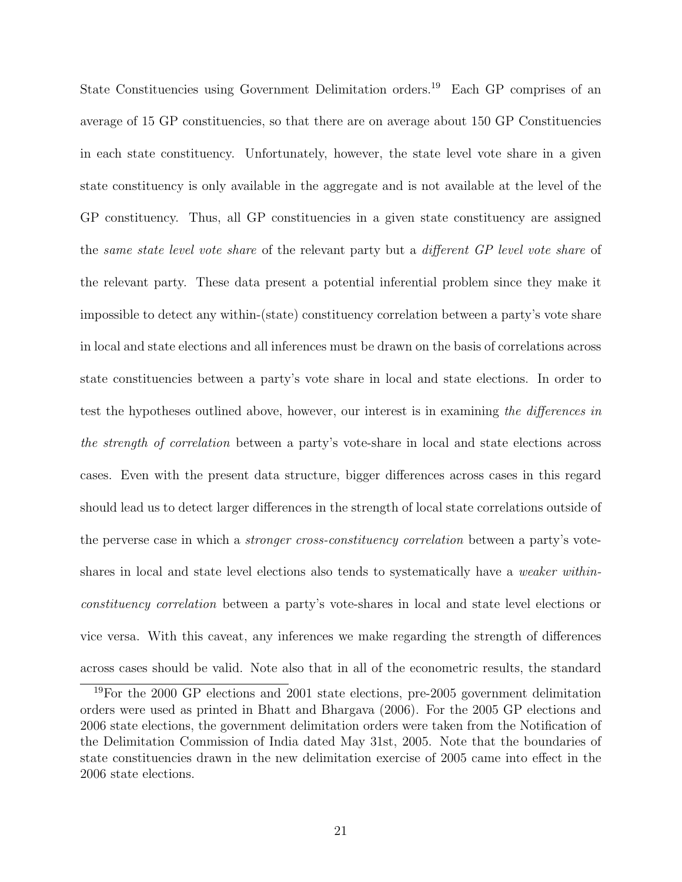State Constituencies using Government Delimitation orders.[19] Each GP comprises of an average of 15 GP constituencies, so that there are on average about 150 GP Constituencies in each state constituency. Unfortunately, however, the state level vote share in a given state constituency is only available in the aggregate and is not available at the level of the GP constituency. Thus, all GP constituencies in a given state constituency are assigned the *same state level vote share* of the relevant party but a *different GP level vote share* of the relevant party. These data present a potential inferential problem since they make it impossible to detect any within-(state) constituency correlation between a party's vote share in local and state elections and all inferences must be drawn on the basis of correlations across state constituencies between a party's vote share in local and state elections. In order to test the hypotheses outlined above, however, our interest is in examining *the differences in the strength of correlation* between a party's vote-share in local and state elections across cases. Even with the present data structure, bigger differences across cases in this regard should lead us to detect larger differences in the strength of local state correlations outside of the perverse case in which a *stronger cross-constituency correlation* between a party's vote-shares in local and state level elections also tends to systematically have a *weaker within-constituency correlation* between a party's vote-shares in local and state level elections or vice versa. With this caveat, any inferences we make regarding the strength of differences across cases should be valid. Note also that in all of the econometric results, the standard

[19] For the 2000 GP elections and 2001 state elections, pre-2005 government delimitation orders were used as printed in Bhatt and Bhargava (2006). For the 2005 GP elections and 2006 state elections, the government delimitation orders were taken from the Notification of the Delimitation Commission of India dated May 31st, 2005. Note that the boundaries of state constituencies drawn in the new delimitation exercise of 2005 came into effect in the 2006 state elections.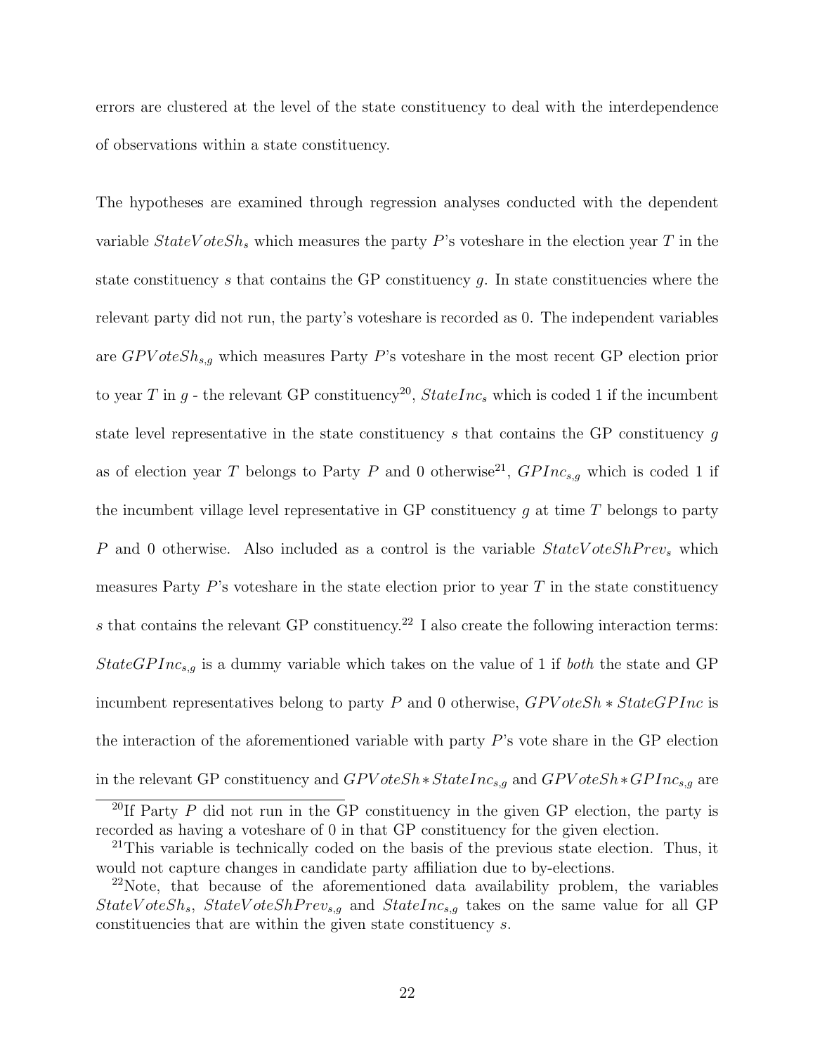errors are clustered at the level of the state constituency to deal with the interdependence of observations within a state constituency.

The hypotheses are examined through regression analyses conducted with the dependent variable $StateVoteSh_s$ which measures the party $P$'s voteshare in the election year $T$ in the state constituency $s$ that contains the GP constituency $g$. In state constituencies where the relevant party did not run, the party's voteshare is recorded as 0. The independent variables are $GPVoteSh_{s,g}$ which measures Party $P$'s voteshare in the most recent GP election prior to year $T$ in $g$ - the relevant GP constituency[20], $StateInc_s$ which is coded 1 if the incumbent state level representative in the state constituency $s$ that contains the GP constituency $g$ as of election year $T$ belongs to Party $P$ and 0 otherwise[21], $GPInc_{s,g}$ which is coded 1 if the incumbent village level representative in GP constituency $g$ at time $T$ belongs to party $P$ and 0 otherwise. Also included as a control is the variable $StateVoteShPrev_s$ which measures Party $P$'s voteshare in the state election prior to year $T$ in the state constituency $s$ that contains the relevant GP constituency.[22] I also create the following interaction terms: $StateGPInc_{s,g}$ is a dummy variable which takes on the value of 1 if *both* the state and GP incumbent representatives belong to party $P$ and 0 otherwise, $GPVoteSh * StateGPInc$ is the interaction of the aforementioned variable with party $P$'s vote share in the GP election in the relevant GP constituency and $GPVoteSh * StateInc_{s,g}$ and $GPVoteSh * GPInc_{s,g}$ are

[20] If Party $P$ did not run in the GP constituency in the given GP election, the party is recorded as having a voteshare of 0 in that GP constituency for the given election.

[21] This variable is technically coded on the basis of the previous state election. Thus, it would not capture changes in candidate party affiliation due to by-elections.

[22] Note, that because of the aforementioned data availability problem, the variables $StateVoteSh_s$, $StateVoteShPrev_{s,g}$ and $StateInc_{s,g}$ takes on the same value for all GP constituencies that are within the given state constituency $s$.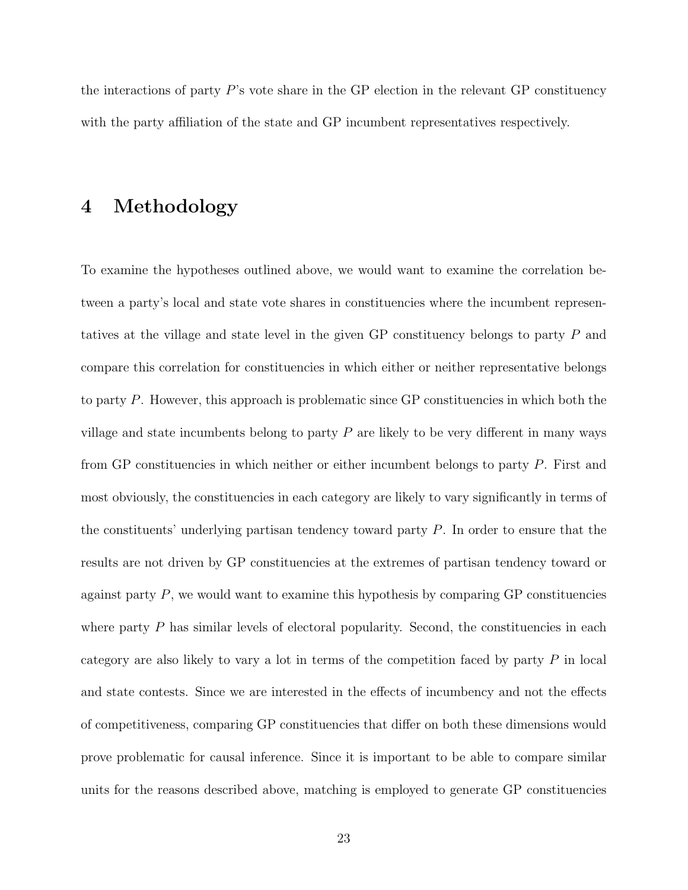the interactions of party $P$'s vote share in the GP election in the relevant GP constituency with the party affiliation of the state and GP incumbent representatives respectively.

# 4 Methodology

To examine the hypotheses outlined above, we would want to examine the correlation between a party's local and state vote shares in constituencies where the incumbent representatives at the village and state level in the given GP constituency belongs to party $P$ and compare this correlation for constituencies in which either or neither representative belongs to party $P$. However, this approach is problematic since GP constituencies in which both the village and state incumbents belong to party $P$ are likely to be very different in many ways from GP constituencies in which neither or either incumbent belongs to party $P$. First and most obviously, the constituencies in each category are likely to vary significantly in terms of the constituents' underlying partisan tendency toward party $P$. In order to ensure that the results are not driven by GP constituencies at the extremes of partisan tendency toward or against party $P$, we would want to examine this hypothesis by comparing GP constituencies where party $P$ has similar levels of electoral popularity. Second, the constituencies in each category are also likely to vary a lot in terms of the competition faced by party $P$ in local and state contests. Since we are interested in the effects of incumbency and not the effects of competitiveness, comparing GP constituencies that differ on both these dimensions would prove problematic for causal inference. Since it is important to be able to compare similar units for the reasons described above, matching is employed to generate GP constituencies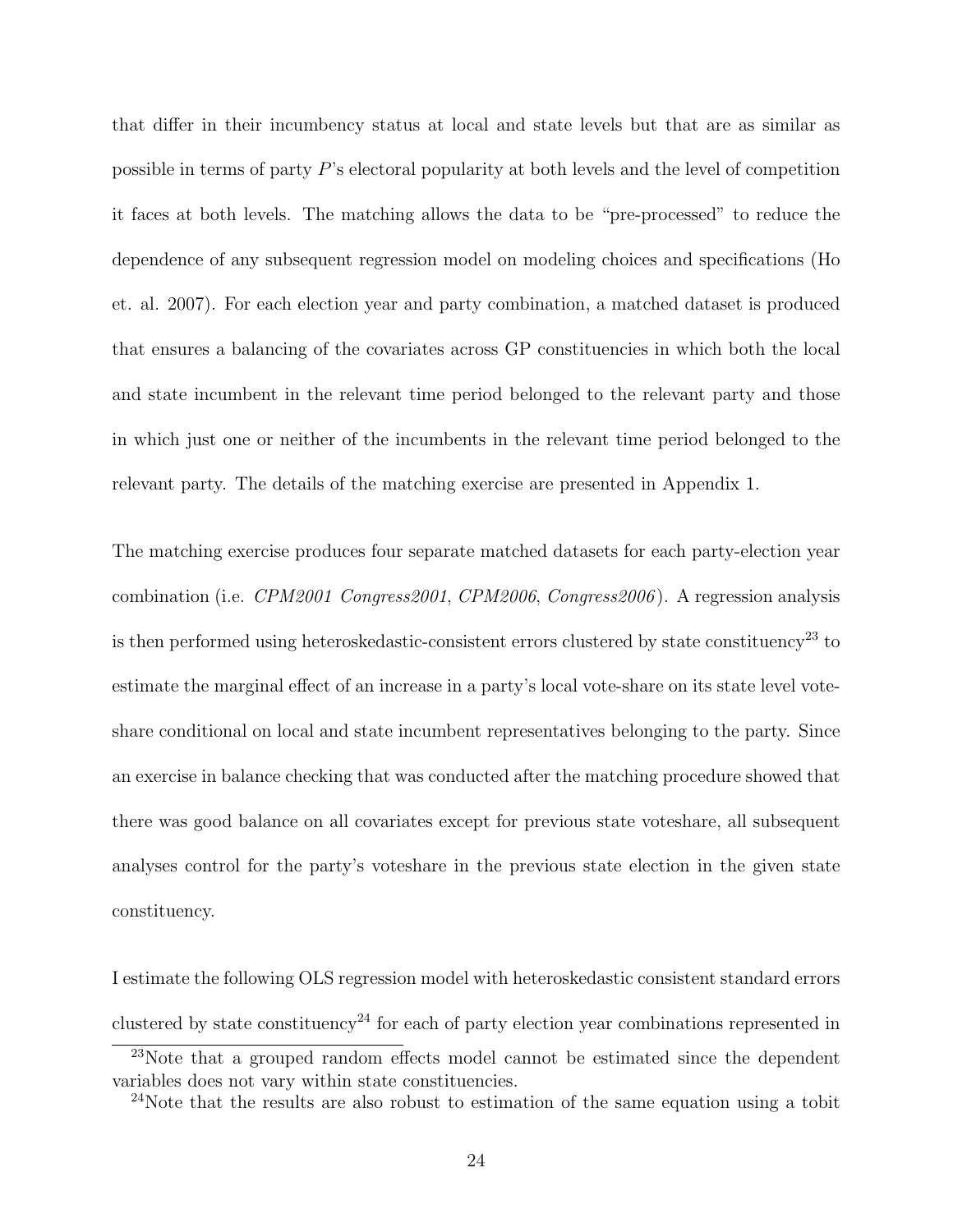that differ in their incumbency status at local and state levels but that are as similar as possible in terms of party $P$'s electoral popularity at both levels and the level of competition it faces at both levels. The matching allows the data to be "pre-processed" to reduce the dependence of any subsequent regression model on modeling choices and specifications (Ho et. al. 2007). For each election year and party combination, a matched dataset is produced that ensures a balancing of the covariates across GP constituencies in which both the local and state incumbent in the relevant time period belonged to the relevant party and those in which just one or neither of the incumbents in the relevant time period belonged to the relevant party. The details of the matching exercise are presented in Appendix 1.

The matching exercise produces four separate matched datasets for each party-election year combination (i.e. *CPM2001 Congress2001*, *CPM2006*, *Congress2006*). A regression analysis is then performed using heteroskedastic-consistent errors clustered by state constituency[23] to estimate the marginal effect of an increase in a party's local vote-share on its state level vote-share conditional on local and state incumbent representatives belonging to the party. Since an exercise in balance checking that was conducted after the matching procedure showed that there was good balance on all covariates except for previous state voteshare, all subsequent analyses control for the party's voteshare in the previous state election in the given state constituency.

I estimate the following OLS regression model with heteroskedastic consistent standard errors clustered by state constituency[24] for each of party election year combinations represented in

[23] Note that a grouped random effects model cannot be estimated since the dependent variables does not vary within state constituencies.

[24] Note that the results are also robust to estimation of the same equation using a tobit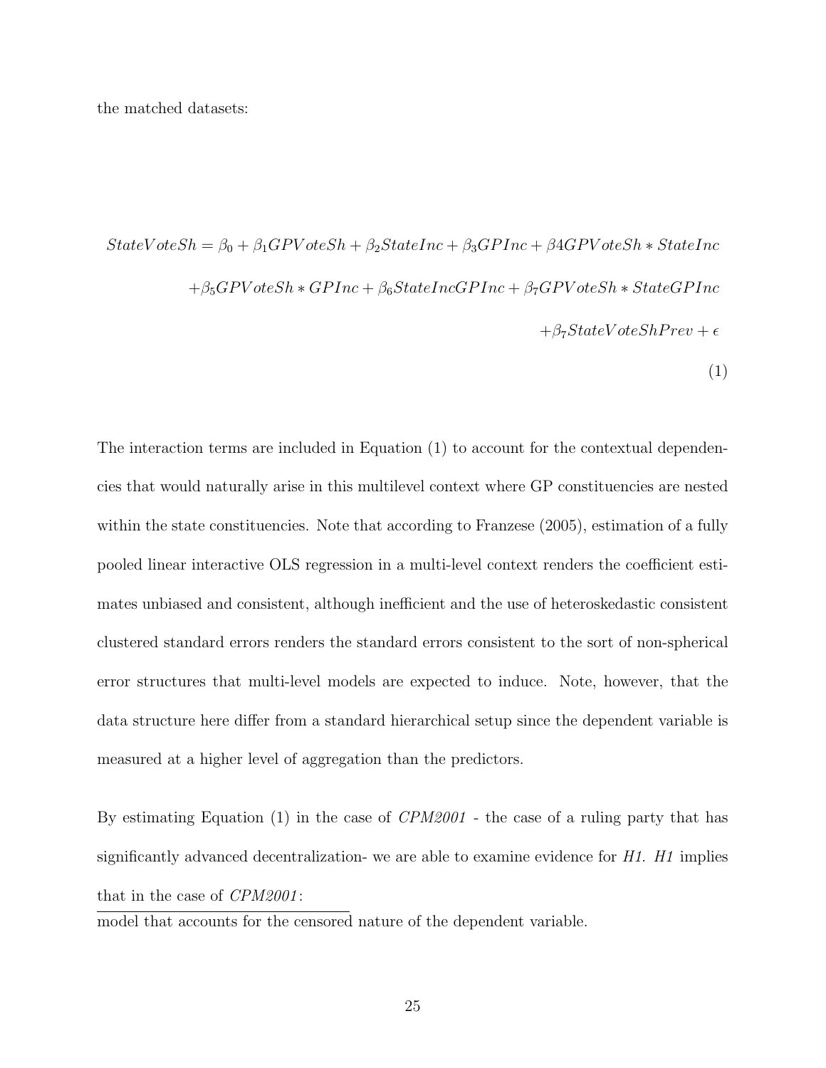the matched datasets:

$$
\begin{aligned}
StateVoteSh = \beta_0 + \beta_1 GPVoteSh + \beta_2 StateInc + \beta_3 GPInc + \beta 4 GPVoteSh * StateInc \\
+ \beta_5 GPVoteSh * GPInc + \beta_6 StateIncGPInc + \beta_7 GPVoteSh * StateGPInc \\
+ \beta_7 StateVoteShPrev + \epsilon
\end{aligned}
\tag{1}
$$

The interaction terms are included in Equation (1) to account for the contextual dependencies that would naturally arise in this multilevel context where GP constituencies are nested within the state constituencies. Note that according to Franzese (2005), estimation of a fully pooled linear interactive OLS regression in a multi-level context renders the coefficient estimates unbiased and consistent, although inefficient and the use of heteroskedastic consistent clustered standard errors renders the standard errors consistent to the sort of non-spherical error structures that multi-level models are expected to induce. Note, however, that the data structure here differ from a standard hierarchical setup since the dependent variable is measured at a higher level of aggregation than the predictors.

By estimating Equation (1) in the case of *CPM2001* - the case of a ruling party that has significantly advanced decentralization- we are able to examine evidence for *H1*. *H1* implies that in the case of *CPM2001*:

---

model that accounts for the censored nature of the dependent variable.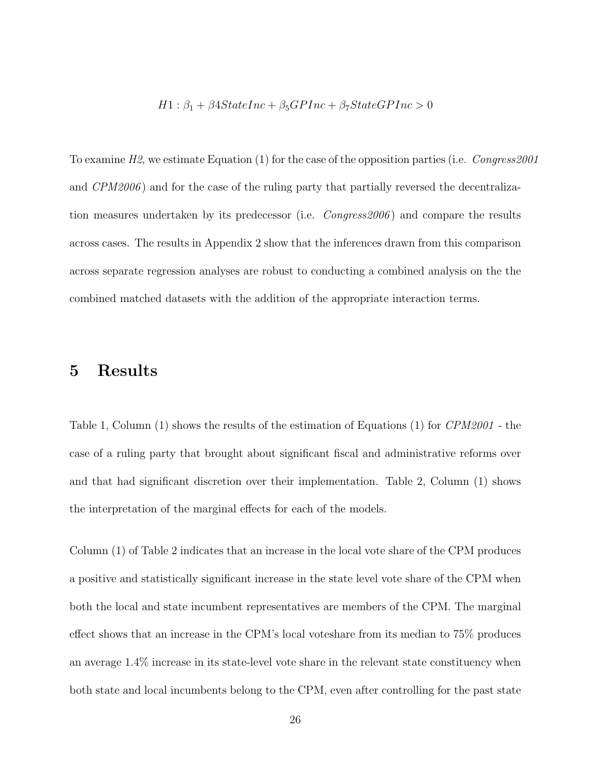$$H1 : \beta_1 + \beta 4 StateInc + \beta_5 GPInc + \beta_7 StateGPInc > 0$$

To examine *H2*, we estimate Equation (1) for the case of the opposition parties (i.e. *Congress2001* and *CPM2006*) and for the case of the ruling party that partially reversed the decentralization measures undertaken by its predecessor (i.e. *Congress2006*) and compare the results across cases. The results in Appendix 2 show that the inferences drawn from this comparison across separate regression analyses are robust to conducting a combined analysis on the the combined matched datasets with the addition of the appropriate interaction terms.

# 5 Results

Table 1, Column (1) shows the results of the estimation of Equations (1) for *CPM2001* - the case of a ruling party that brought about significant fiscal and administrative reforms over and that had significant discretion over their implementation. Table 2, Column (1) shows the interpretation of the marginal effects for each of the models.

Column (1) of Table 2 indicates that an increase in the local vote share of the CPM produces a positive and statistically significant increase in the state level vote share of the CPM when both the local and state incumbent representatives are members of the CPM. The marginal effect shows that an increase in the CPM's local voteshare from its median to 75% produces an average 1.4% increase in its state-level vote share in the relevant state constituency when both state and local incumbents belong to the CPM, even after controlling for the past state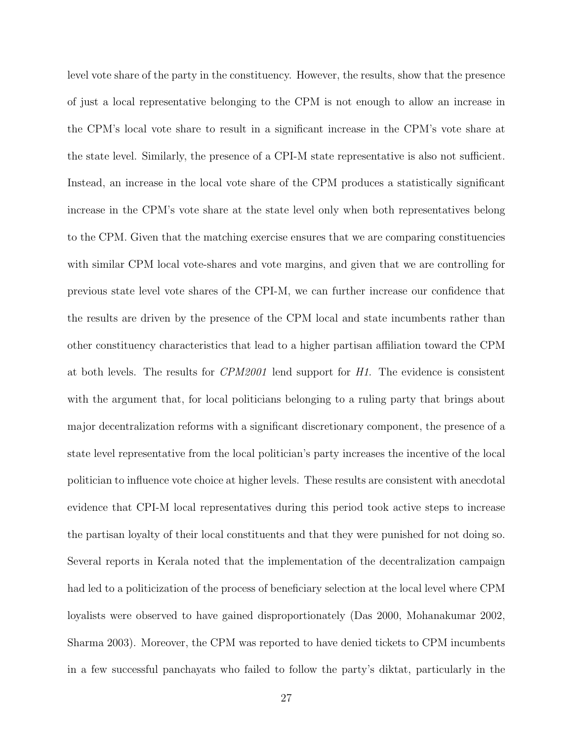level vote share of the party in the constituency. However, the results, show that the presence of just a local representative belonging to the CPM is not enough to allow an increase in the CPM's local vote share to result in a significant increase in the CPM's vote share at the state level. Similarly, the presence of a CPI-M state representative is also not sufficient. Instead, an increase in the local vote share of the CPM produces a statistically significant increase in the CPM's vote share at the state level only when both representatives belong to the CPM. Given that the matching exercise ensures that we are comparing constituencies with similar CPM local vote-shares and vote margins, and given that we are controlling for previous state level vote shares of the CPI-M, we can further increase our confidence that the results are driven by the presence of the CPM local and state incumbents rather than other constituency characteristics that lead to a higher partisan affiliation toward the CPM at both levels. The results for *CPM2001* lend support for *H1*. The evidence is consistent with the argument that, for local politicians belonging to a ruling party that brings about major decentralization reforms with a significant discretionary component, the presence of a state level representative from the local politician's party increases the incentive of the local politician to influence vote choice at higher levels. These results are consistent with anecdotal evidence that CPI-M local representatives during this period took active steps to increase the partisan loyalty of their local constituents and that they were punished for not doing so. Several reports in Kerala noted that the implementation of the decentralization campaign had led to a politicization of the process of beneficiary selection at the local level where CPM loyalists were observed to have gained disproportionately (Das 2000, Mohanakumar 2002, Sharma 2003). Moreover, the CPM was reported to have denied tickets to CPM incumbents in a few successful panchayats who failed to follow the party's diktat, particularly in the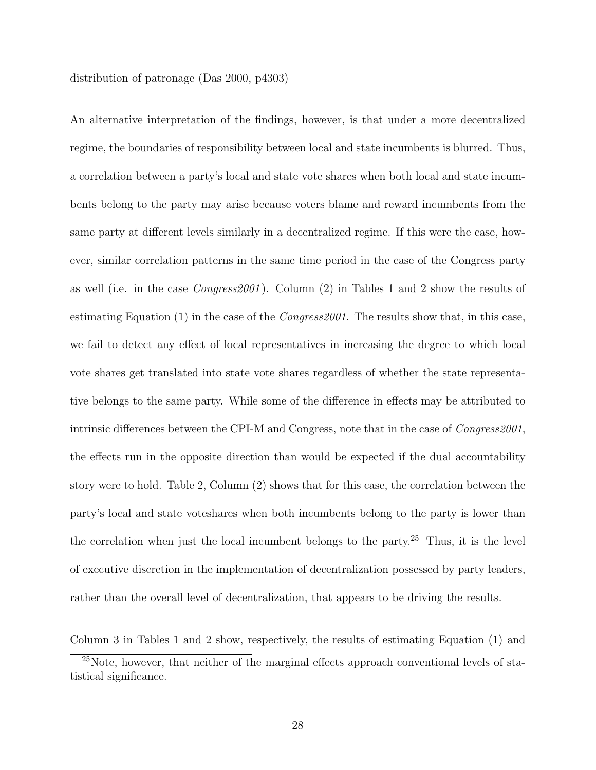distribution of patronage (Das 2000, p4303)

An alternative interpretation of the findings, however, is that under a more decentralized regime, the boundaries of responsibility between local and state incumbents is blurred. Thus, a correlation between a party's local and state vote shares when both local and state incumbents belong to the party may arise because voters blame and reward incumbents from the same party at different levels similarly in a decentralized regime. If this were the case, however, similar correlation patterns in the same time period in the case of the Congress party as well (i.e. in the case *Congress2001*). Column (2) in Tables 1 and 2 show the results of estimating Equation (1) in the case of the *Congress2001*. The results show that, in this case, we fail to detect any effect of local representatives in increasing the degree to which local vote shares get translated into state vote shares regardless of whether the state representative belongs to the same party. While some of the difference in effects may be attributed to intrinsic differences between the CPI-M and Congress, note that in the case of *Congress2001*, the effects run in the opposite direction than would be expected if the dual accountability story were to hold. Table 2, Column (2) shows that for this case, the correlation between the party's local and state voteshares when both incumbents belong to the party is lower than the correlation when just the local incumbent belongs to the party.[25] Thus, it is the level of executive discretion in the implementation of decentralization possessed by party leaders, rather than the overall level of decentralization, that appears to be driving the results.

Column 3 in Tables 1 and 2 show, respectively, the results of estimating Equation (1) and

[25]Note, however, that neither of the marginal effects approach conventional levels of statistical significance.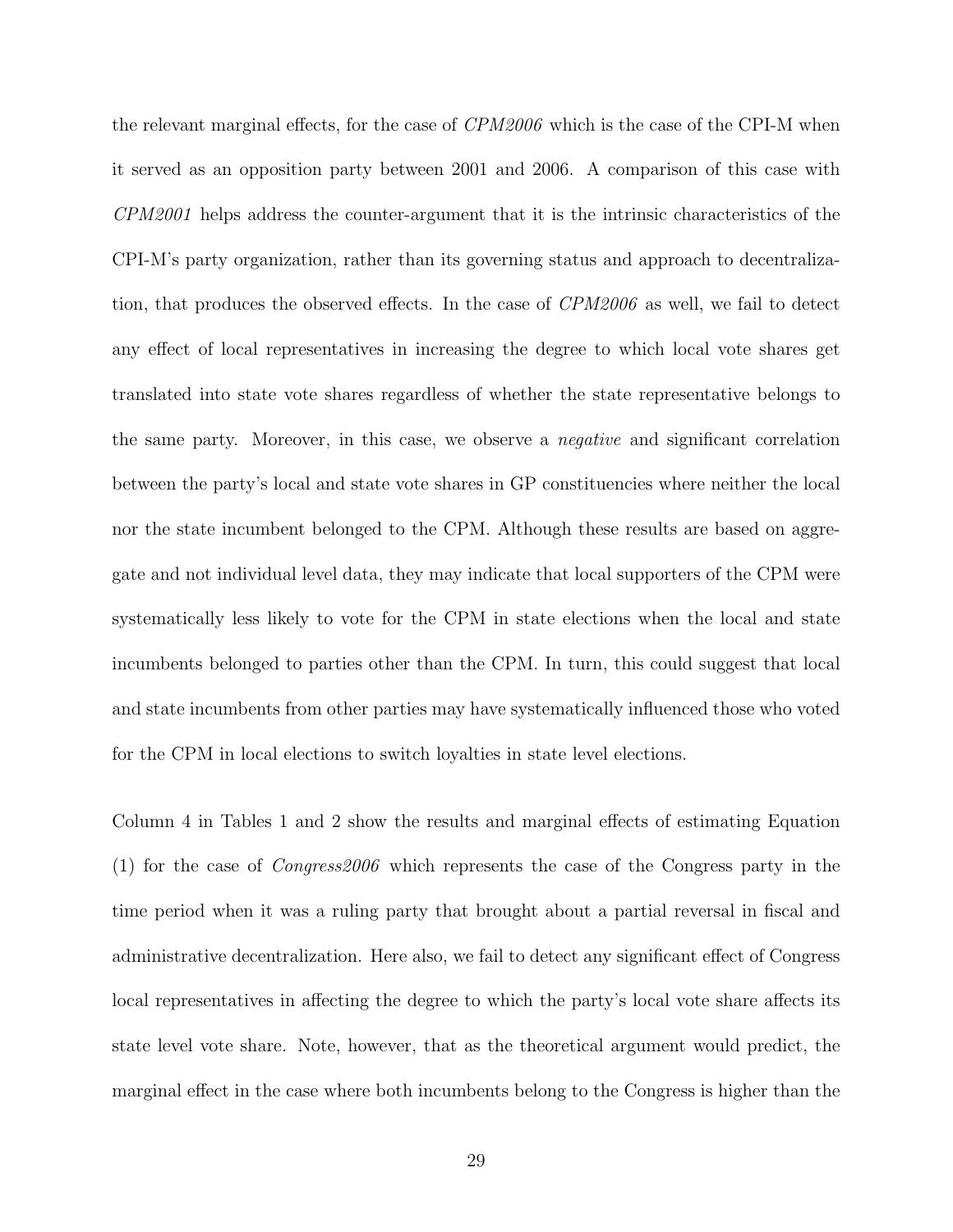the relevant marginal effects, for the case of *CPM2006* which is the case of the CPI-M when it served as an opposition party between 2001 and 2006. A comparison of this case with *CPM2001* helps address the counter-argument that it is the intrinsic characteristics of the CPI-M's party organization, rather than its governing status and approach to decentralization, that produces the observed effects. In the case of *CPM2006* as well, we fail to detect any effect of local representatives in increasing the degree to which local vote shares get translated into state vote shares regardless of whether the state representative belongs to the same party. Moreover, in this case, we observe a *negative* and significant correlation between the party's local and state vote shares in GP constituencies where neither the local nor the state incumbent belonged to the CPM. Although these results are based on aggregate and not individual level data, they may indicate that local supporters of the CPM were systematically less likely to vote for the CPM in state elections when the local and state incumbents belonged to parties other than the CPM. In turn, this could suggest that local and state incumbents from other parties may have systematically influenced those who voted for the CPM in local elections to switch loyalties in state level elections.

Column 4 in Tables 1 and 2 show the results and marginal effects of estimating Equation (1) for the case of *Congress2006* which represents the case of the Congress party in the time period when it was a ruling party that brought about a partial reversal in fiscal and administrative decentralization. Here also, we fail to detect any significant effect of Congress local representatives in affecting the degree to which the party's local vote share affects its state level vote share. Note, however, that as the theoretical argument would predict, the marginal effect in the case where both incumbents belong to the Congress is higher than the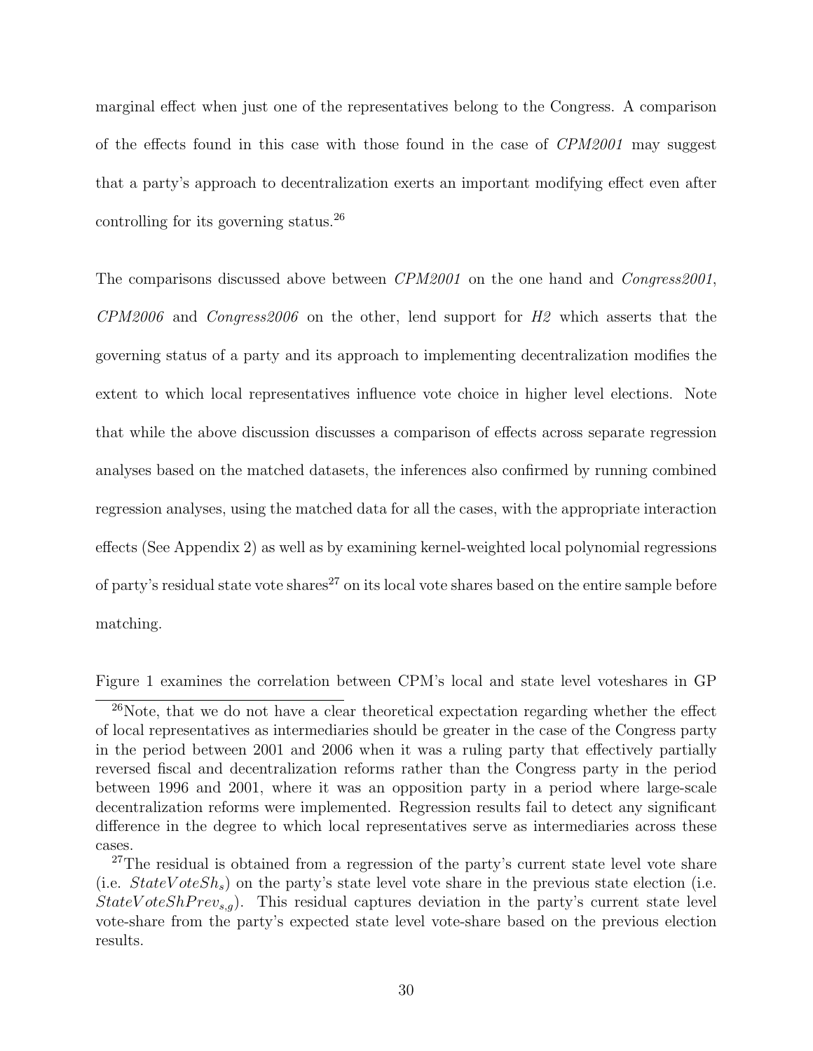marginal effect when just one of the representatives belong to the Congress. A comparison of the effects found in this case with those found in the case of *CPM2001* may suggest that a party's approach to decentralization exerts an important modifying effect even after controlling for its governing status.[26]

The comparisons discussed above between *CPM2001* on the one hand and *Congress2001*, *CPM2006* and *Congress2006* on the other, lend support for *H2* which asserts that the governing status of a party and its approach to implementing decentralization modifies the extent to which local representatives influence vote choice in higher level elections. Note that while the above discussion discusses a comparison of effects across separate regression analyses based on the matched datasets, the inferences also confirmed by running combined regression analyses, using the matched data for all the cases, with the appropriate interaction effects (See Appendix 2) as well as by examining kernel-weighted local polynomial regressions of party's residual state vote shares[27] on its local vote shares based on the entire sample before matching.

Figure 1 examines the correlation between CPM's local and state level voteshares in GP

---

[26]Note, that we do not have a clear theoretical expectation regarding whether the effect of local representatives as intermediaries should be greater in the case of the Congress party in the period between 2001 and 2006 when it was a ruling party that effectively partially reversed fiscal and decentralization reforms rather than the Congress party in the period between 1996 and 2001, where it was an opposition party in a period where large-scale decentralization reforms were implemented. Regression results fail to detect any significant difference in the degree to which local representatives serve as intermediaries across these cases.

[27]The residual is obtained from a regression of the party's current state level vote share (i.e. $StateVoteSh_s$) on the party's state level vote share in the previous state election (i.e. $StateVoteShPrev_{s,g}$). This residual captures deviation in the party's current state level vote-share from the party's expected state level vote-share based on the previous election results.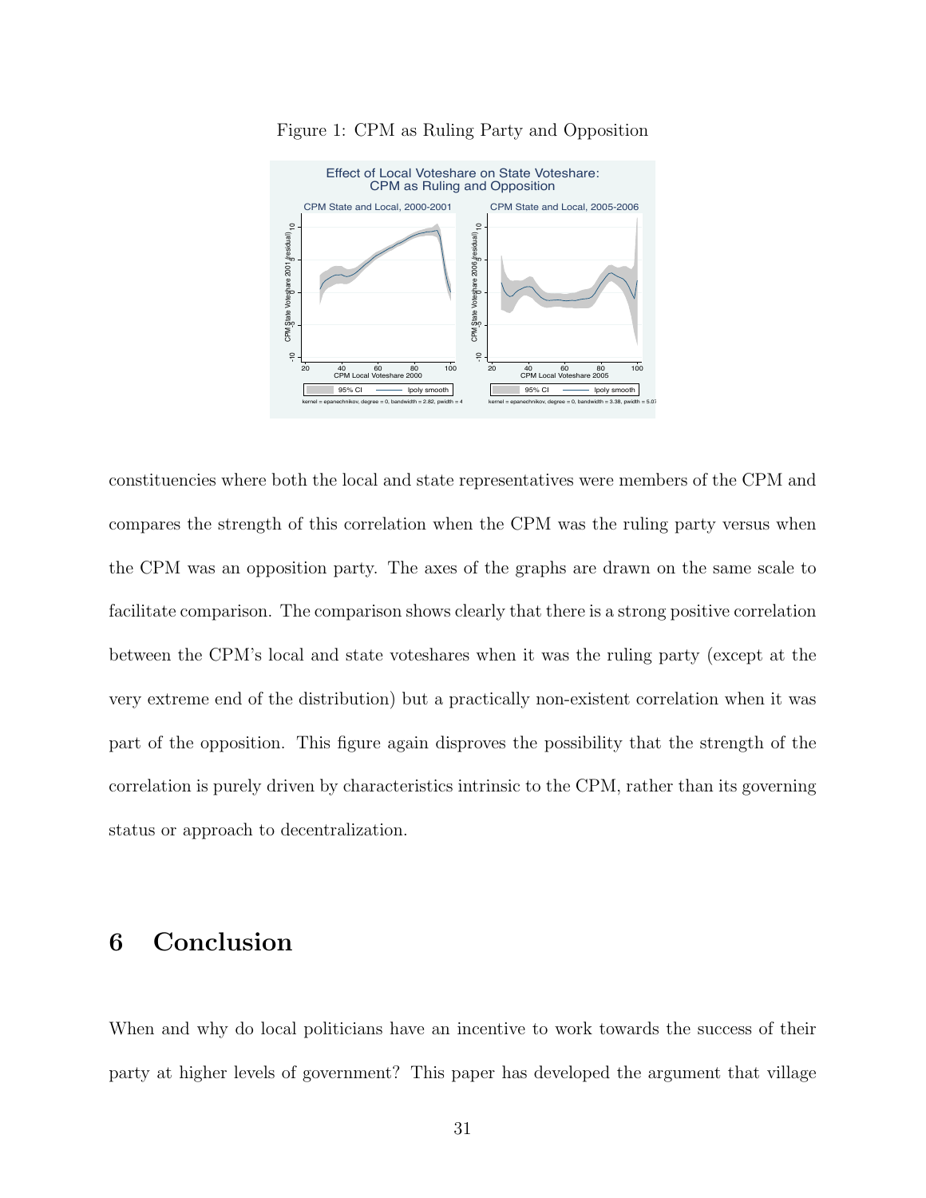Figure 1: CPM as Ruling Party and Opposition

constituencies where both the local and state representatives were members of the CPM and compares the strength of this correlation when the CPM was the ruling party versus when the CPM was an opposition party. The axes of the graphs are drawn on the same scale to facilitate comparison. The comparison shows clearly that there is a strong positive correlation between the CPM's local and state voteshares when it was the ruling party (except at the very extreme end of the distribution) but a practically non-existent correlation when it was part of the opposition. This figure again disproves the possibility that the strength of the correlation is purely driven by characteristics intrinsic to the CPM, rather than its governing status or approach to decentralization.

# 6 Conclusion

When and why do local politicians have an incentive to work towards the success of their party at higher levels of government? This paper has developed the argument that village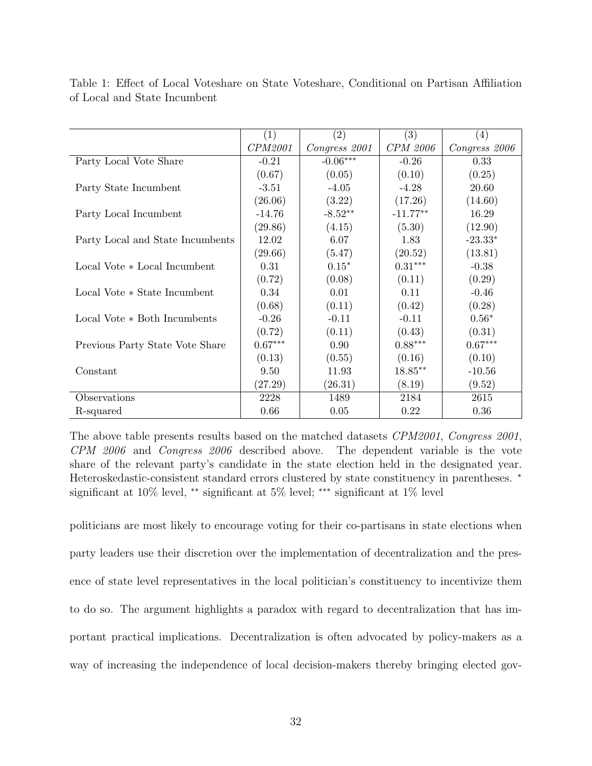Table 1: Effect of Local Voteshare on State Voteshare, Conditional on Partisan Affiliation of Local and State Incumbent

| | (1) | (2) | (3) | (4) |
|---|---|---|---|---|
| | *CPM2001* | *Congress 2001* | *CPM 2006* | *Congress 2006* |
| Party Local Vote Share | -0.21 | -0.06*** | -0.26 | 0.33 |
| | (0.67) | (0.05) | (0.10) | (0.25) |
| Party State Incumbent | -3.51 | -4.05 | -4.28 | 20.60 |
| | (26.06) | (3.22) | (17.26) | (14.60) |
| Party Local Incumbent | -14.76 | -8.52** | -11.77** | 16.29 |
| | (29.86) | (4.15) | (5.30) | (12.90) |
| Party Local and State Incumbents | 12.02 | 6.07 | 1.83 | -23.33* |
| | (29.66) | (5.47) | (20.52) | (13.81) |
| Local Vote * Local Incumbent | 0.31 | 0.15* | 0.31*** | -0.38 |
| | (0.72) | (0.08) | (0.11) | (0.29) |
| Local Vote * State Incumbent | 0.34 | 0.01 | 0.11 | -0.46 |
| | (0.68) | (0.11) | (0.42) | (0.28) |
| Local Vote * Both Incumbents | -0.26 | -0.11 | -0.11 | 0.56* |
| | (0.72) | (0.11) | (0.43) | (0.31) |
| Previous Party State Vote Share | 0.67*** | 0.90 | 0.88*** | 0.67*** |
| | (0.13) | (0.55) | (0.16) | (0.10) |
| Constant | 9.50 | 11.93 | 18.85** | -10.56 |
| | (27.29) | (26.31) | (8.19) | (9.52) |
| Observations | 2228 | 1489 | 2184 | 2615 |
| R-squared | 0.66 | 0.05 | 0.22 | 0.36 |

The above table presents results based on the matched datasets *CPM2001*, *Congress 2001*, *CPM 2006* and *Congress 2006* described above. The dependent variable is the vote share of the relevant party's candidate in the state election held in the designated year. Heteroskedastic-consistent standard errors clustered by state constituency in parentheses. * significant at 10% level, ** significant at 5% level; *** significant at 1% level

politicians are most likely to encourage voting for their co-partisans in state elections when party leaders use their discretion over the implementation of decentralization and the presence of state level representatives in the local politician's constituency to incentivize them to do so. The argument highlights a paradox with regard to decentralization that has important practical implications. Decentralization is often advocated by policy-makers as a way of increasing the independence of local decision-makers thereby bringing elected gov-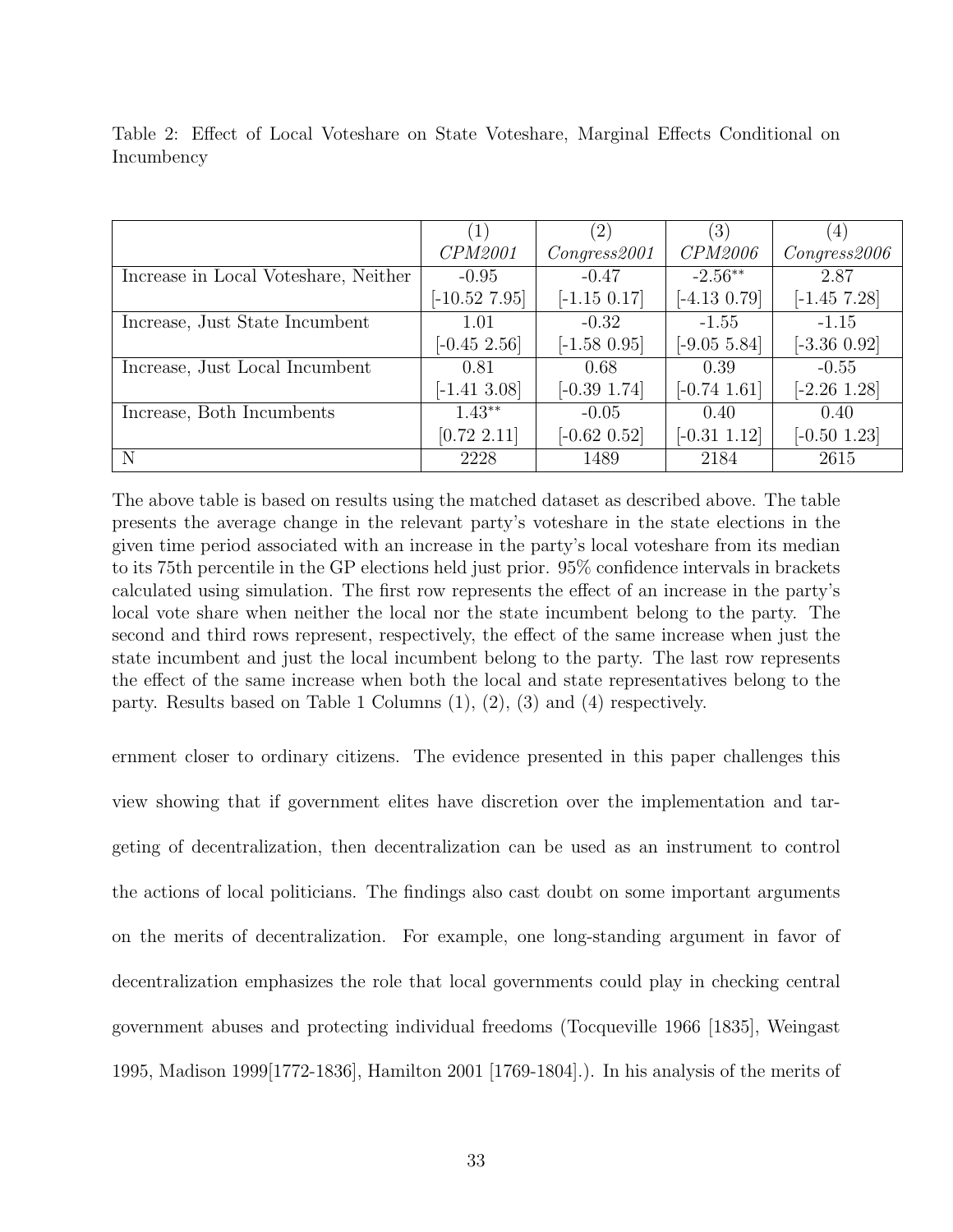Table 2: Effect of Local Voteshare on State Voteshare, Marginal Effects Conditional on Incumbency

| | (1) *CPM2001* | (2) *Congress2001* | (3) *CPM2006* | (4) *Congress2006* |
|---|---|---|---|---|
| Increase in Local Voteshare, Neither | -0.95 | -0.47 | -2.56** | 2.87 |
| | [-10.52 7.95] | [-1.15 0.17] | [-4.13 0.79] | [-1.45 7.28] |
| Increase, Just State Incumbent | 1.01 | -0.32 | -1.55 | -1.15 |
| | [-0.45 2.56] | [-1.58 0.95] | [-9.05 5.84] | [-3.36 0.92] |
| Increase, Just Local Incumbent | 0.81 | 0.68 | 0.39 | -0.55 |
| | [-1.41 3.08] | [-0.39 1.74] | [-0.74 1.61] | [-2.26 1.28] |
| Increase, Both Incumbents | 1.43** | -0.05 | 0.40 | 0.40 |
| | [0.72 2.11] | [-0.62 0.52] | [-0.31 1.12] | [-0.50 1.23] |
| N | 2228 | 1489 | 2184 | 2615 |

The above table is based on results using the matched dataset as described above. The table presents the average change in the relevant party's voteshare in the state elections in the given time period associated with an increase in the party's local voteshare from its median to its 75th percentile in the GP elections held just prior. 95% confidence intervals in brackets calculated using simulation. The first row represents the effect of an increase in the party's local vote share when neither the local nor the state incumbent belong to the party. The second and third rows represent, respectively, the effect of the same increase when just the state incumbent and just the local incumbent belong to the party. The last row represents the effect of the same increase when both the local and state representatives belong to the party. Results based on Table 1 Columns (1), (2), (3) and (4) respectively.

ernment closer to ordinary citizens. The evidence presented in this paper challenges this view showing that if government elites have discretion over the implementation and targeting of decentralization, then decentralization can be used as an instrument to control the actions of local politicians. The findings also cast doubt on some important arguments on the merits of decentralization. For example, one long-standing argument in favor of decentralization emphasizes the role that local governments could play in checking central government abuses and protecting individual freedoms (Tocqueville 1966 [1835], Weingast 1995, Madison 1999[1772-1836], Hamilton 2001 [1769-1804].). In his analysis of the merits of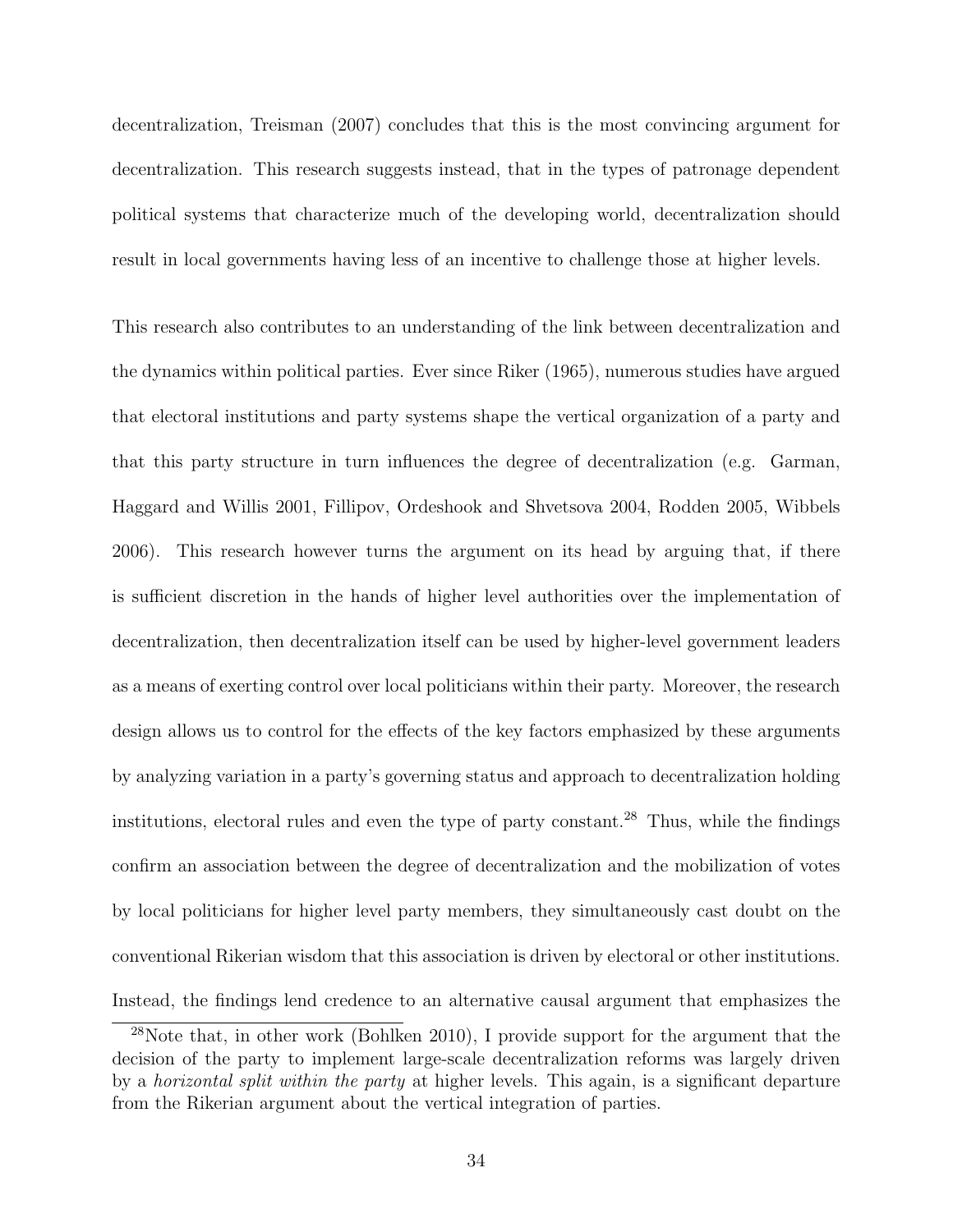decentralization, Treisman (2007) concludes that this is the most convincing argument for decentralization. This research suggests instead, that in the types of patronage dependent political systems that characterize much of the developing world, decentralization should result in local governments having less of an incentive to challenge those at higher levels.

This research also contributes to an understanding of the link between decentralization and the dynamics within political parties. Ever since Riker (1965), numerous studies have argued that electoral institutions and party systems shape the vertical organization of a party and that this party structure in turn influences the degree of decentralization (e.g. Garman, Haggard and Willis 2001, Fillipov, Ordeshook and Shvetsova 2004, Rodden 2005, Wibbels 2006). This research however turns the argument on its head by arguing that, if there is sufficient discretion in the hands of higher level authorities over the implementation of decentralization, then decentralization itself can be used by higher-level government leaders as a means of exerting control over local politicians within their party. Moreover, the research design allows us to control for the effects of the key factors emphasized by these arguments by analyzing variation in a party's governing status and approach to decentralization holding institutions, electoral rules and even the type of party constant.[28] Thus, while the findings confirm an association between the degree of decentralization and the mobilization of votes by local politicians for higher level party members, they simultaneously cast doubt on the conventional Rikerian wisdom that this association is driven by electoral or other institutions. Instead, the findings lend credence to an alternative causal argument that emphasizes the

[28] Note that, in other work (Bohlken 2010), I provide support for the argument that the decision of the party to implement large-scale decentralization reforms was largely driven by a *horizontal split within the party* at higher levels. This again, is a significant departure from the Rikerian argument about the vertical integration of parties.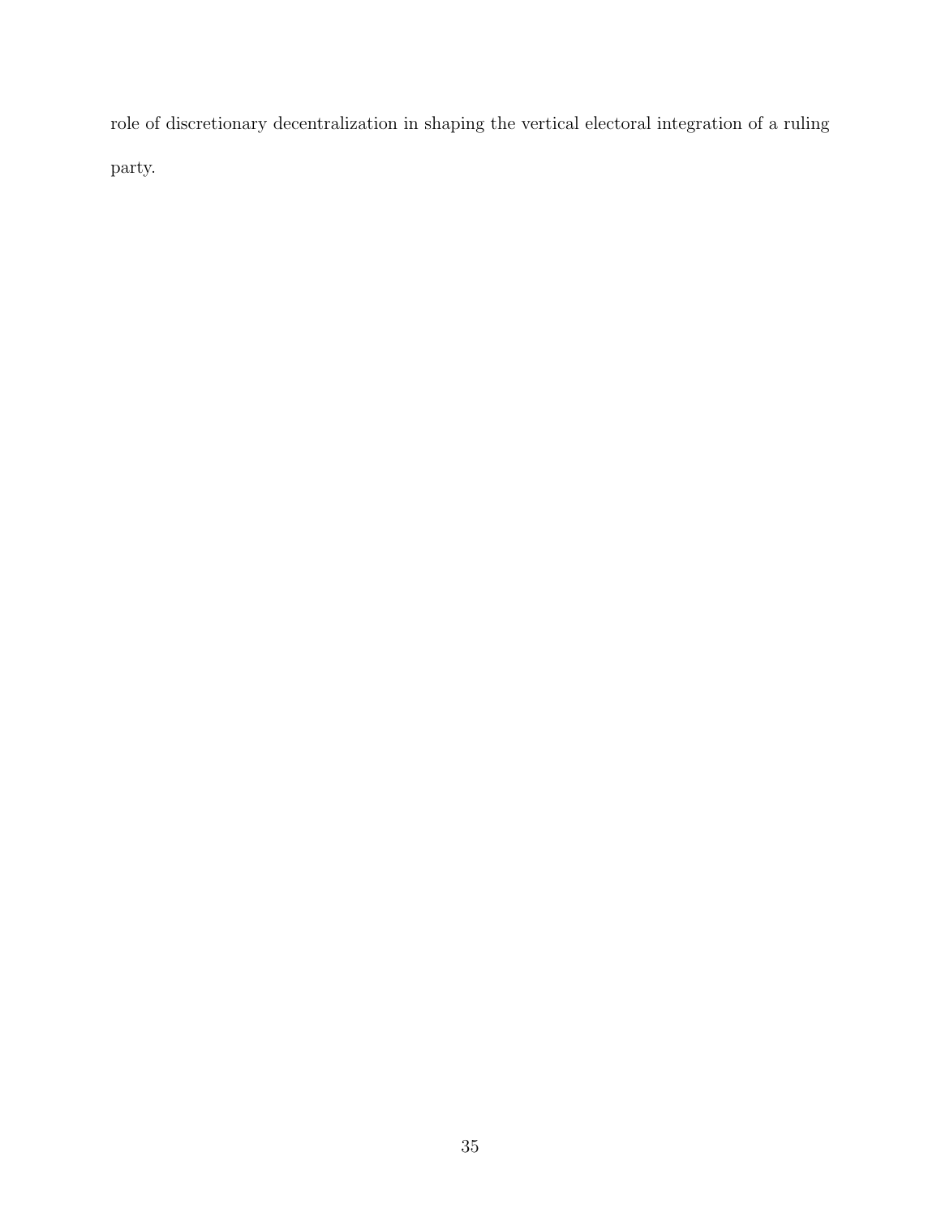role of discretionary decentralization in shaping the vertical electoral integration of a ruling party.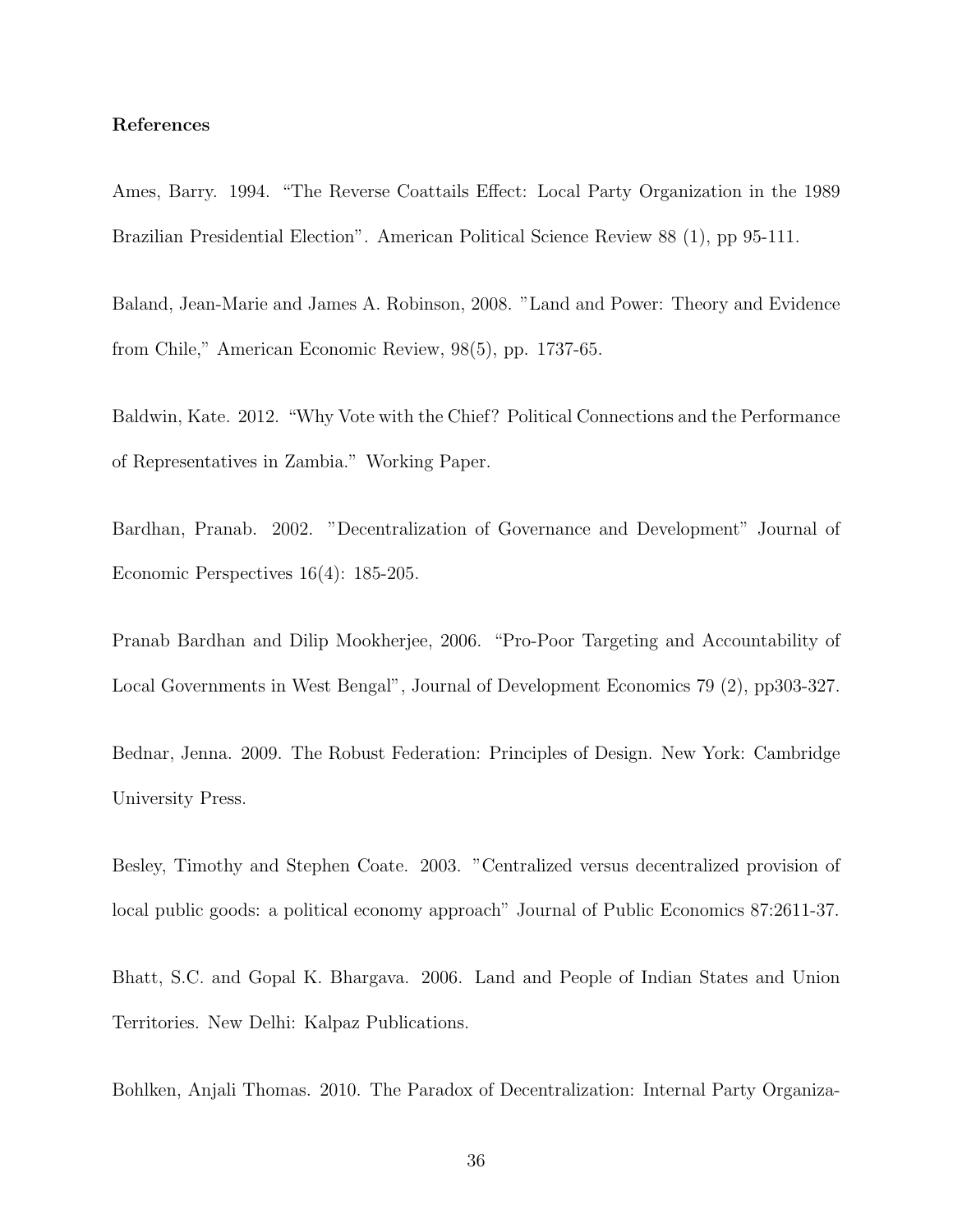**References**

Ames, Barry. 1994. "The Reverse Coattails Effect: Local Party Organization in the 1989 Brazilian Presidential Election". American Political Science Review 88 (1), pp 95-111.

Baland, Jean-Marie and James A. Robinson, 2008. "Land and Power: Theory and Evidence from Chile," American Economic Review, 98(5), pp. 1737-65.

Baldwin, Kate. 2012. "Why Vote with the Chief? Political Connections and the Performance of Representatives in Zambia." Working Paper.

Bardhan, Pranab. 2002. "Decentralization of Governance and Development" Journal of Economic Perspectives 16(4): 185-205.

Pranab Bardhan and Dilip Mookherjee, 2006. "Pro-Poor Targeting and Accountability of Local Governments in West Bengal", Journal of Development Economics 79 (2), pp303-327.

Bednar, Jenna. 2009. The Robust Federation: Principles of Design. New York: Cambridge University Press.

Besley, Timothy and Stephen Coate. 2003. "Centralized versus decentralized provision of local public goods: a political economy approach" Journal of Public Economics 87:2611-37.

Bhatt, S.C. and Gopal K. Bhargava. 2006. Land and People of Indian States and Union Territories. New Delhi: Kalpaz Publications.

Bohlken, Anjali Thomas. 2010. The Paradox of Decentralization: Internal Party Organiza-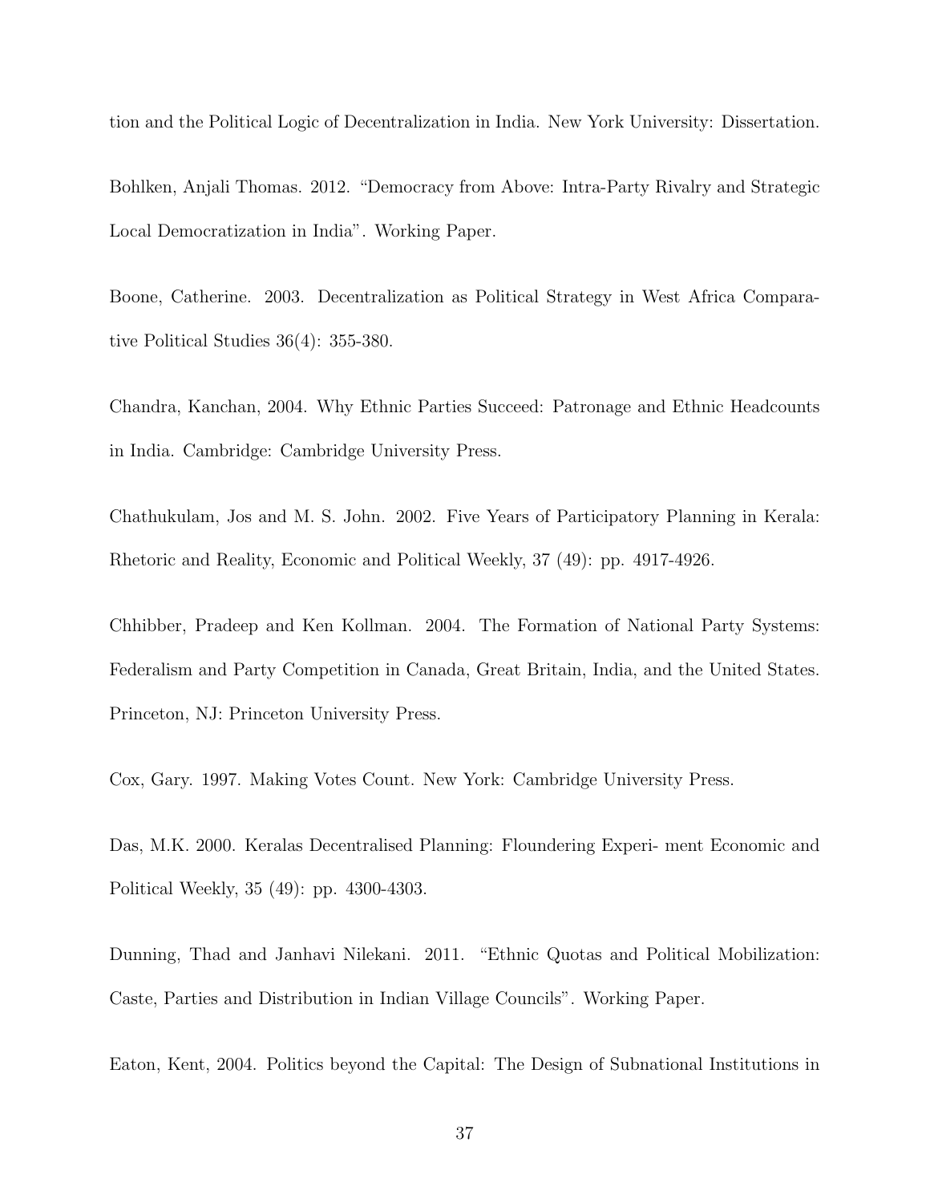tion and the Political Logic of Decentralization in India. New York University: Dissertation.

Bohlken, Anjali Thomas. 2012. "Democracy from Above: Intra-Party Rivalry and Strategic Local Democratization in India". Working Paper.

Boone, Catherine. 2003. Decentralization as Political Strategy in West Africa Comparative Political Studies 36(4): 355-380.

Chandra, Kanchan, 2004. Why Ethnic Parties Succeed: Patronage and Ethnic Headcounts in India. Cambridge: Cambridge University Press.

Chathukulam, Jos and M. S. John. 2002. Five Years of Participatory Planning in Kerala: Rhetoric and Reality, Economic and Political Weekly, 37 (49): pp. 4917-4926.

Chhibber, Pradeep and Ken Kollman. 2004. The Formation of National Party Systems: Federalism and Party Competition in Canada, Great Britain, India, and the United States. Princeton, NJ: Princeton University Press.

Cox, Gary. 1997. Making Votes Count. New York: Cambridge University Press.

Das, M.K. 2000. Keralas Decentralised Planning: Floundering Experi- ment Economic and Political Weekly, 35 (49): pp. 4300-4303.

Dunning, Thad and Janhavi Nilekani. 2011. "Ethnic Quotas and Political Mobilization: Caste, Parties and Distribution in Indian Village Councils". Working Paper.

Eaton, Kent, 2004. Politics beyond the Capital: The Design of Subnational Institutions in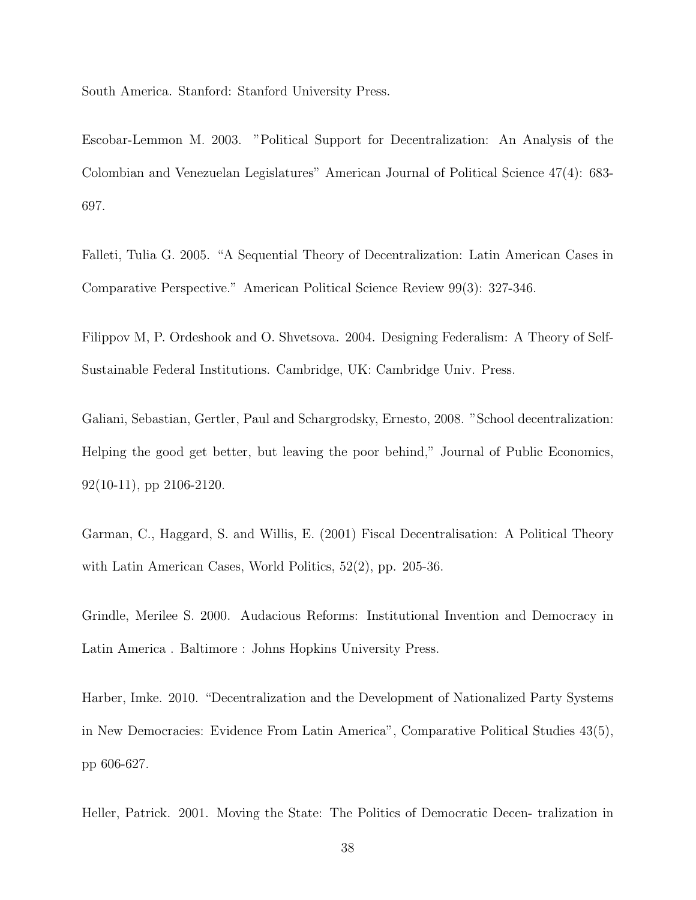South America. Stanford: Stanford University Press.

Escobar-Lemmon M. 2003. "Political Support for Decentralization: An Analysis of the Colombian and Venezuelan Legislatures" American Journal of Political Science 47(4): 683-697.

Falleti, Tulia G. 2005. "A Sequential Theory of Decentralization: Latin American Cases in Comparative Perspective." American Political Science Review 99(3): 327-346.

Filippov M, P. Ordeshook and O. Shvetsova. 2004. Designing Federalism: A Theory of Self-Sustainable Federal Institutions. Cambridge, UK: Cambridge Univ. Press.

Galiani, Sebastian, Gertler, Paul and Schargrodsky, Ernesto, 2008. "School decentralization: Helping the good get better, but leaving the poor behind," Journal of Public Economics, 92(10-11), pp 2106-2120.

Garman, C., Haggard, S. and Willis, E. (2001) Fiscal Decentralisation: A Political Theory with Latin American Cases, World Politics, 52(2), pp. 205-36.

Grindle, Merilee S. 2000. Audacious Reforms: Institutional Invention and Democracy in Latin America . Baltimore : Johns Hopkins University Press.

Harber, Imke. 2010. "Decentralization and the Development of Nationalized Party Systems in New Democracies: Evidence From Latin America", Comparative Political Studies 43(5), pp 606-627.

Heller, Patrick. 2001. Moving the State: The Politics of Democratic Decen- tralization in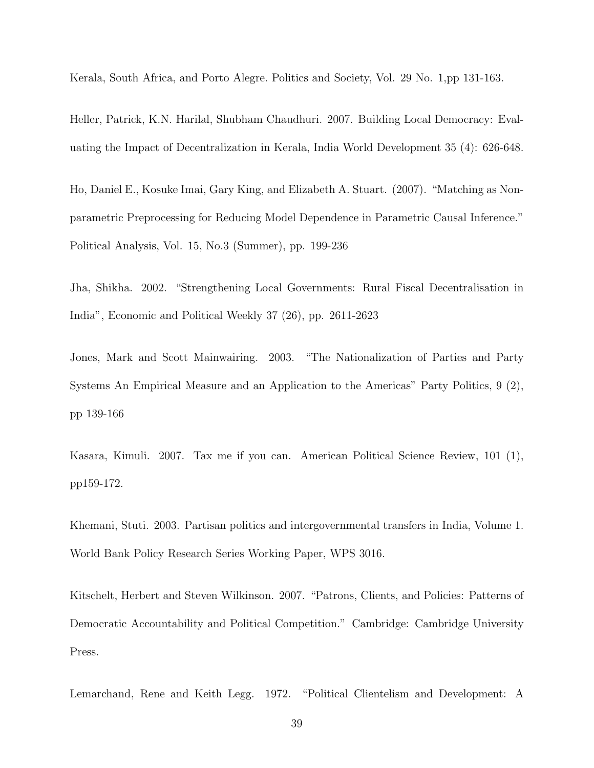Kerala, South Africa, and Porto Alegre. Politics and Society, Vol. 29 No. 1,pp 131-163.

Heller, Patrick, K.N. Harilal, Shubham Chaudhuri. 2007. Building Local Democracy: Evaluating the Impact of Decentralization in Kerala, India World Development 35 (4): 626-648.

Ho, Daniel E., Kosuke Imai, Gary King, and Elizabeth A. Stuart. (2007). "Matching as Nonparametric Preprocessing for Reducing Model Dependence in Parametric Causal Inference." Political Analysis, Vol. 15, No.3 (Summer), pp. 199-236

Jha, Shikha. 2002. "Strengthening Local Governments: Rural Fiscal Decentralisation in India", Economic and Political Weekly 37 (26), pp. 2611-2623

Jones, Mark and Scott Mainwairing. 2003. "The Nationalization of Parties and Party Systems An Empirical Measure and an Application to the Americas" Party Politics, 9 (2), pp 139-166

Kasara, Kimuli. 2007. Tax me if you can. American Political Science Review, 101 (1), pp159-172.

Khemani, Stuti. 2003. Partisan politics and intergovernmental transfers in India, Volume 1. World Bank Policy Research Series Working Paper, WPS 3016.

Kitschelt, Herbert and Steven Wilkinson. 2007. "Patrons, Clients, and Policies: Patterns of Democratic Accountability and Political Competition." Cambridge: Cambridge University Press.

Lemarchand, Rene and Keith Legg. 1972. "Political Clientelism and Development: A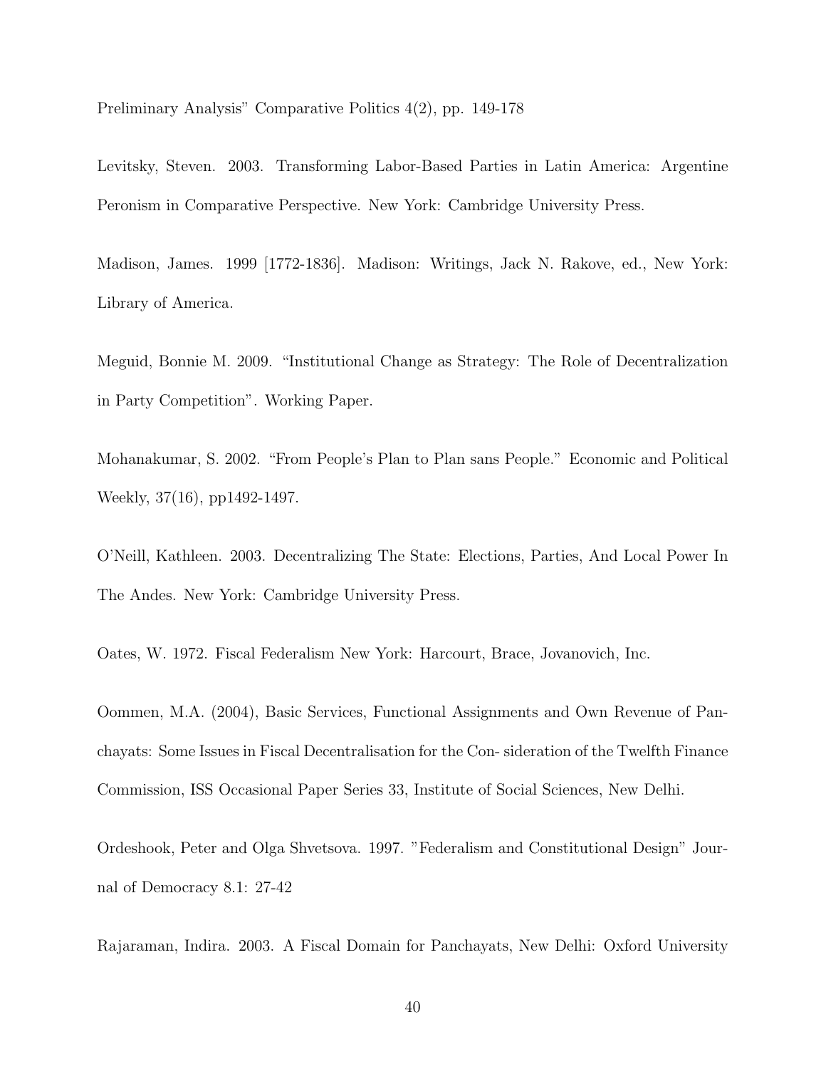Preliminary Analysis" Comparative Politics 4(2), pp. 149-178

Levitsky, Steven. 2003. Transforming Labor-Based Parties in Latin America: Argentine Peronism in Comparative Perspective. New York: Cambridge University Press.

Madison, James. 1999 [1772-1836]. Madison: Writings, Jack N. Rakove, ed., New York: Library of America.

Meguid, Bonnie M. 2009. "Institutional Change as Strategy: The Role of Decentralization in Party Competition". Working Paper.

Mohanakumar, S. 2002. "From People's Plan to Plan sans People." Economic and Political Weekly, 37(16), pp1492-1497.

O'Neill, Kathleen. 2003. Decentralizing The State: Elections, Parties, And Local Power In The Andes. New York: Cambridge University Press.

Oates, W. 1972. Fiscal Federalism New York: Harcourt, Brace, Jovanovich, Inc.

Oommen, M.A. (2004), Basic Services, Functional Assignments and Own Revenue of Panchayats: Some Issues in Fiscal Decentralisation for the Con- sideration of the Twelfth Finance Commission, ISS Occasional Paper Series 33, Institute of Social Sciences, New Delhi.

Ordeshook, Peter and Olga Shvetsova. 1997. "Federalism and Constitutional Design" Journal of Democracy 8.1: 27-42

Rajaraman, Indira. 2003. A Fiscal Domain for Panchayats, New Delhi: Oxford University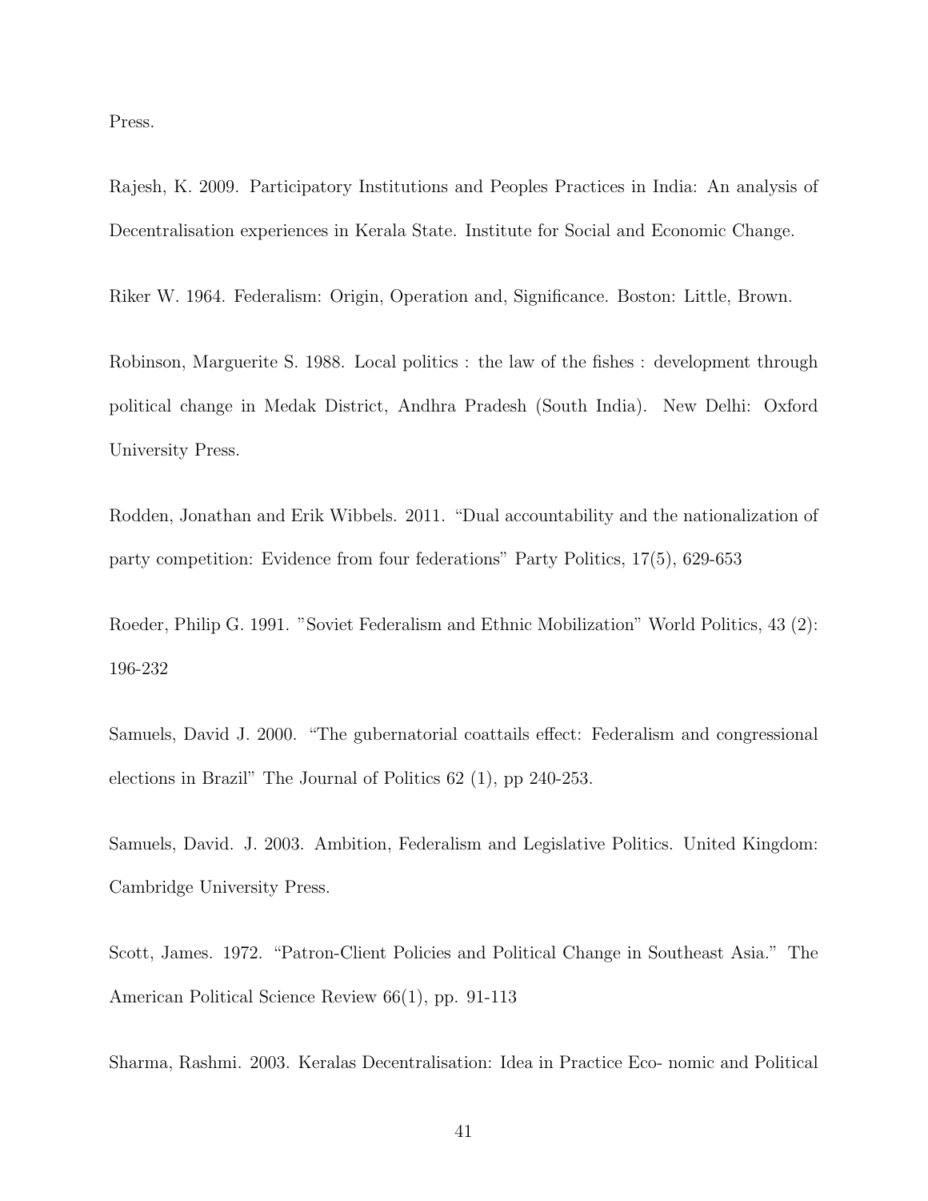Press.

Rajesh, K. 2009. Participatory Institutions and Peoples Practices in India: An analysis of Decentralisation experiences in Kerala State. Institute for Social and Economic Change.

Riker W. 1964. Federalism: Origin, Operation and, Significance. Boston: Little, Brown.

Robinson, Marguerite S. 1988. Local politics : the law of the fishes : development through political change in Medak District, Andhra Pradesh (South India). New Delhi: Oxford University Press.

Rodden, Jonathan and Erik Wibbels. 2011. "Dual accountability and the nationalization of party competition: Evidence from four federations" Party Politics, 17(5), 629-653

Roeder, Philip G. 1991. "Soviet Federalism and Ethnic Mobilization" World Politics, 43 (2): 196-232

Samuels, David J. 2000. "The gubernatorial coattails effect: Federalism and congressional elections in Brazil" The Journal of Politics 62 (1), pp 240-253.

Samuels, David. J. 2003. Ambition, Federalism and Legislative Politics. United Kingdom: Cambridge University Press.

Scott, James. 1972. "Patron-Client Policies and Political Change in Southeast Asia." The American Political Science Review 66(1), pp. 91-113

Sharma, Rashmi. 2003. Keralas Decentralisation: Idea in Practice Eco- nomic and Political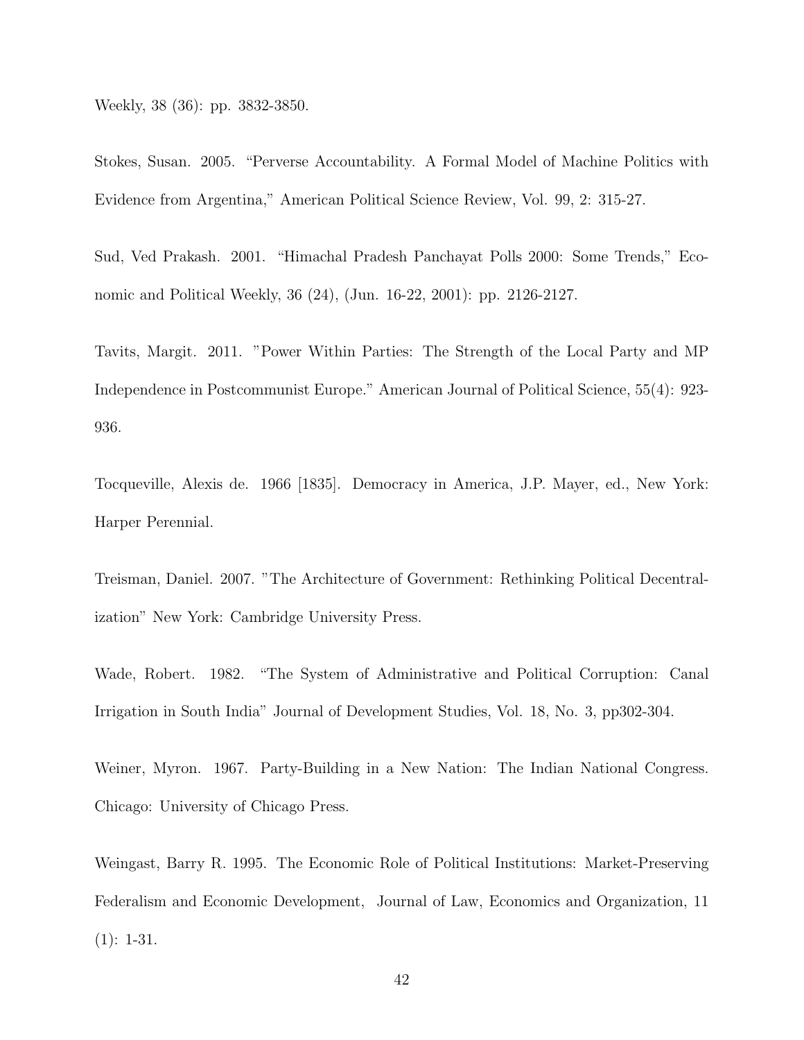Weekly, 38 (36): pp. 3832-3850.

Stokes, Susan. 2005. “Perverse Accountability. A Formal Model of Machine Politics with Evidence from Argentina,” American Political Science Review, Vol. 99, 2: 315-27.

Sud, Ved Prakash. 2001. “Himachal Pradesh Panchayat Polls 2000: Some Trends,” Economic and Political Weekly, 36 (24), (Jun. 16-22, 2001): pp. 2126-2127.

Tavits, Margit. 2011. ”Power Within Parties: The Strength of the Local Party and MP Independence in Postcommunist Europe.” American Journal of Political Science, 55(4): 923-936.

Tocqueville, Alexis de. 1966 [1835]. Democracy in America, J.P. Mayer, ed., New York: Harper Perennial.

Treisman, Daniel. 2007. ”The Architecture of Government: Rethinking Political Decentralization” New York: Cambridge University Press.

Wade, Robert. 1982. “The System of Administrative and Political Corruption: Canal Irrigation in South India” Journal of Development Studies, Vol. 18, No. 3, pp302-304.

Weiner, Myron. 1967. Party-Building in a New Nation: The Indian National Congress. Chicago: University of Chicago Press.

Weingast, Barry R. 1995. The Economic Role of Political Institutions: Market-Preserving Federalism and Economic Development, Journal of Law, Economics and Organization, 11 (1): 1-31.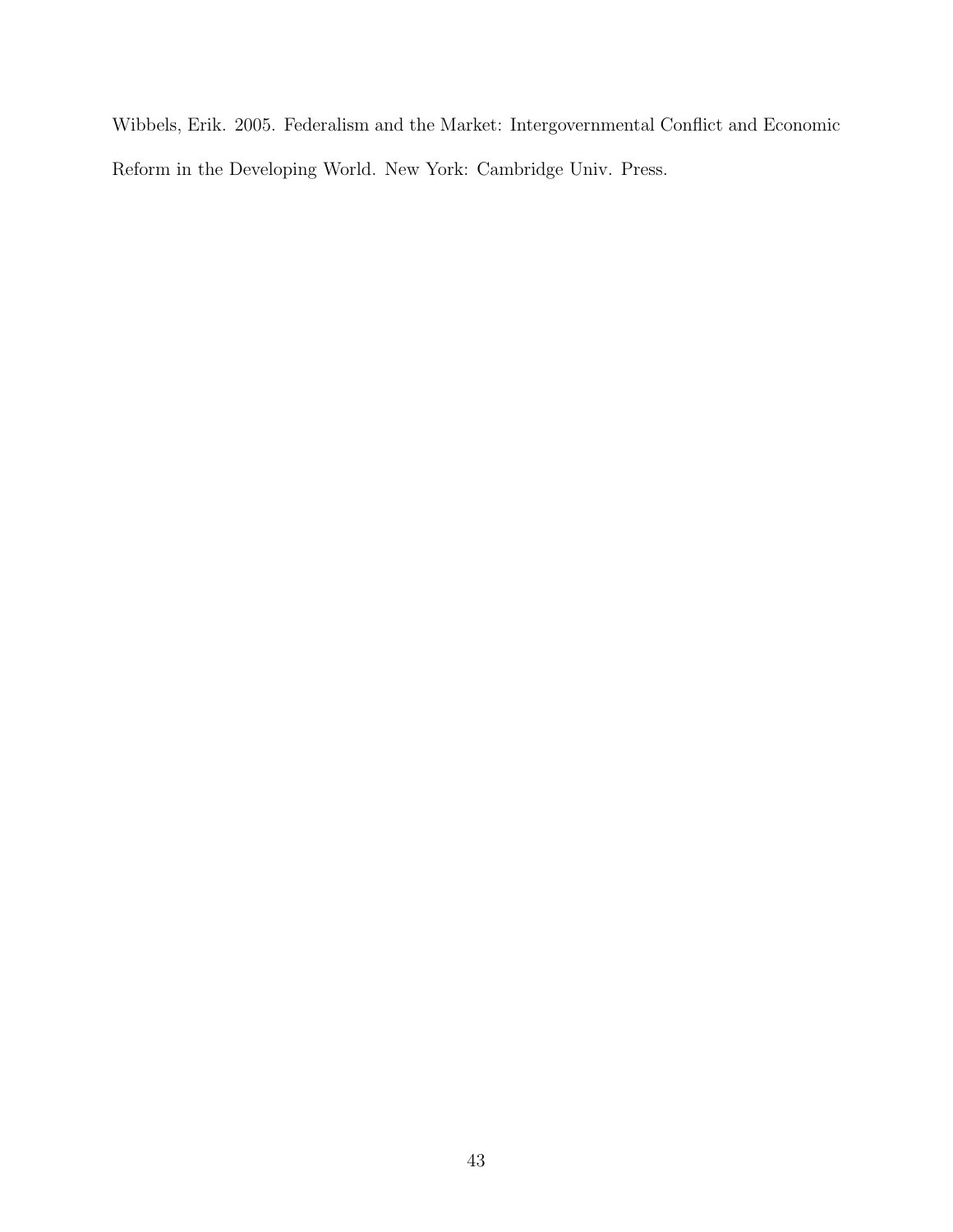Wibbels, Erik. 2005. Federalism and the Market: Intergovernmental Conflict and Economic Reform in the Developing World. New York: Cambridge Univ. Press.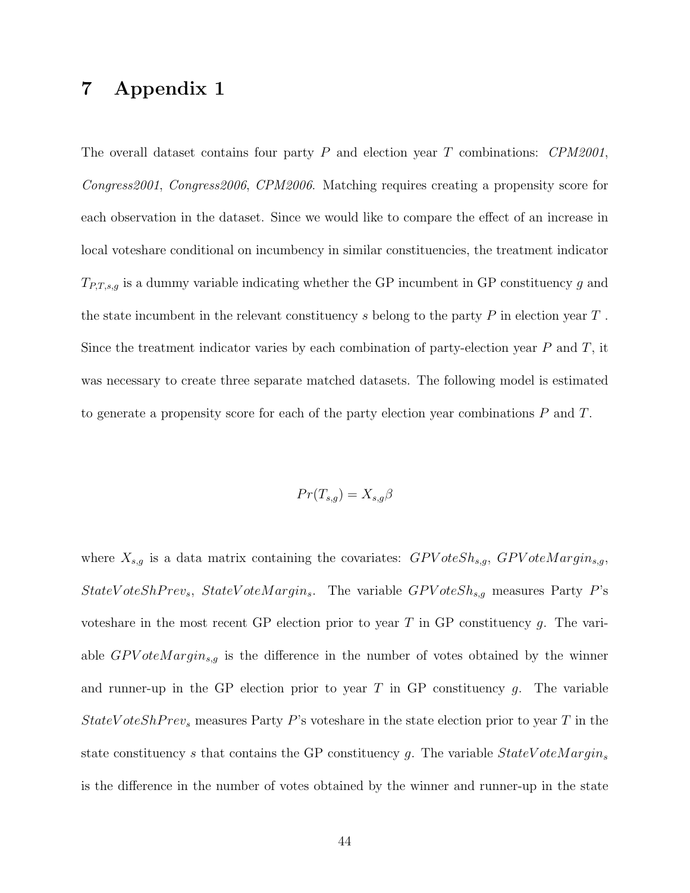# 7 Appendix 1

The overall dataset contains four party $P$ and election year $T$ combinations: *CPM2001*, *Congress2001*, *Congress2006*, *CPM2006*. Matching requires creating a propensity score for each observation in the dataset. Since we would like to compare the effect of an increase in local voteshare conditional on incumbency in similar constituencies, the treatment indicator $T_{P,T,s,g}$ is a dummy variable indicating whether the GP incumbent in GP constituency $g$ and the state incumbent in the relevant constituency $s$ belong to the party $P$ in election year $T$. Since the treatment indicator varies by each combination of party-election year $P$ and $T$, it was necessary to create three separate matched datasets. The following model is estimated to generate a propensity score for each of the party election year combinations $P$ and $T$.

$$Pr(T_{s,g}) = X_{s,g}\beta$$

where $X_{s,g}$ is a data matrix containing the covariates: $GPVoteSh_{s,g}$, $GPVoteMargin_{s,g}$, $StateVoteShPrev_s$, $StateVoteMargin_s$. The variable $GPVoteSh_{s,g}$ measures Party $P$'s voteshare in the most recent GP election prior to year $T$ in GP constituency $g$. The variable $GPVoteMargin_{s,g}$ is the difference in the number of votes obtained by the winner and runner-up in the GP election prior to year $T$ in GP constituency $g$. The variable $StateVoteShPrev_s$ measures Party $P$'s voteshare in the state election prior to year $T$ in the state constituency $s$ that contains the GP constituency $g$. The variable $StateVoteMargin_s$ is the difference in the number of votes obtained by the winner and runner-up in the state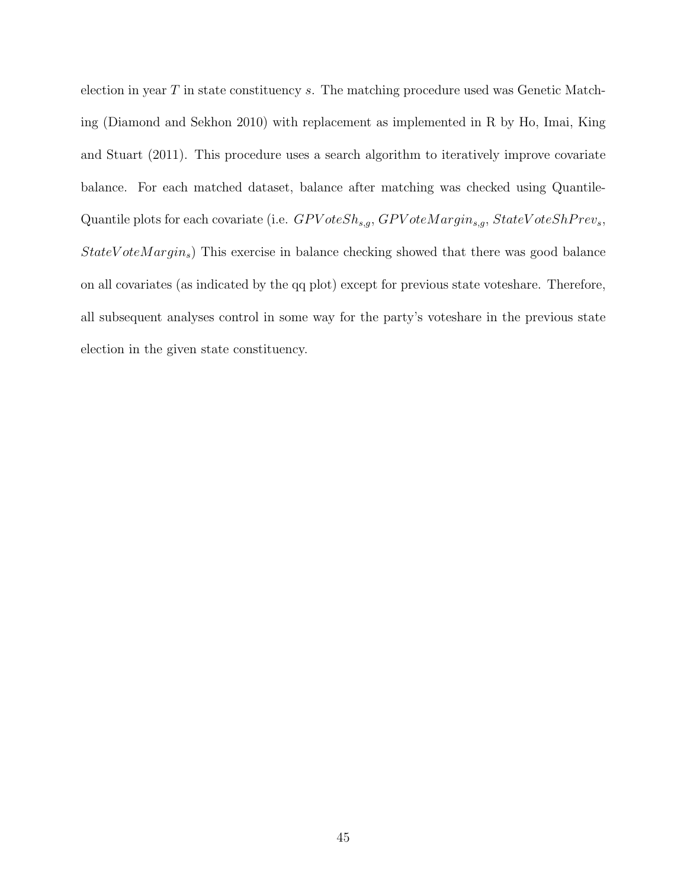election in year $T$ in state constituency $s$. The matching procedure used was Genetic Matching (Diamond and Sekhon 2010) with replacement as implemented in R by Ho, Imai, King and Stuart (2011). This procedure uses a search algorithm to iteratively improve covariate balance. For each matched dataset, balance after matching was checked using Quantile-Quantile plots for each covariate (i.e. $GPVoteSh_{s,g}$, $GPVoteMargin_{s,g}$, $StateVoteShPrev_s$, $StateVoteMargin_s$) This exercise in balance checking showed that there was good balance on all covariates (as indicated by the qq plot) except for previous state voteshare. Therefore, all subsequent analyses control in some way for the party's voteshare in the previous state election in the given state constituency.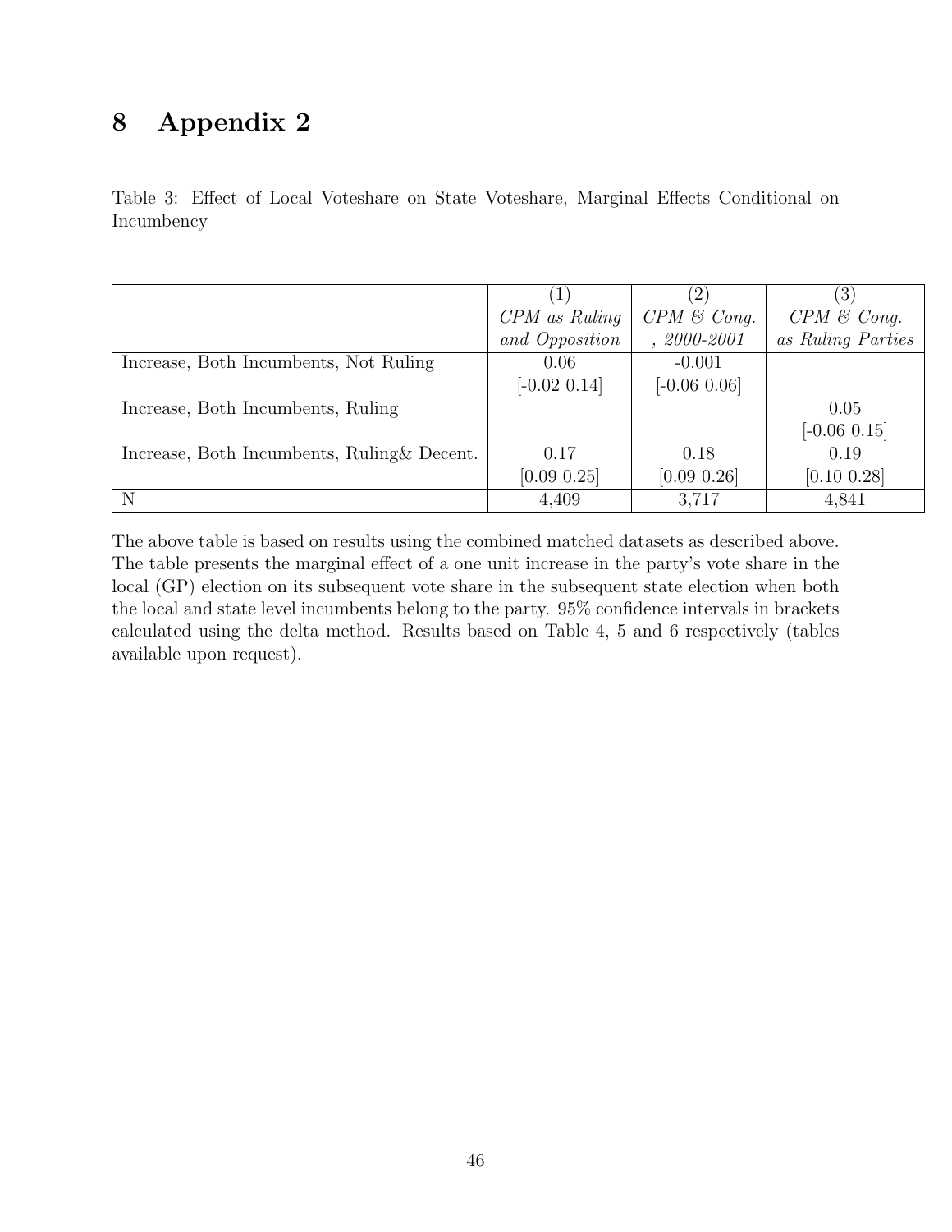# 8 Appendix 2

Table 3: Effect of Local Voteshare on State Voteshare, Marginal Effects Conditional on Incumbency

| | (1) *CPM as Ruling and Opposition* | (2) *CPM & Cong. , 2000-2001* | (3) *CPM & Cong. as Ruling Parties* |
|---|---|---|---|
| Increase, Both Incumbents, Not Ruling | 0.06 | -0.001 | |
| | [-0.02 0.14] | [-0.06 0.06] | |
| Increase, Both Incumbents, Ruling | | | 0.05 |
| | | | [-0.06 0.15] |
| Increase, Both Incumbents, Ruling& Decent. | 0.17 | 0.18 | 0.19 |
| | [0.09 0.25] | [0.09 0.26] | [0.10 0.28] |
| N | 4,409 | 3,717 | 4,841 |

The above table is based on results using the combined matched datasets as described above. The table presents the marginal effect of a one unit increase in the party's vote share in the local (GP) election on its subsequent vote share in the subsequent state election when both the local and state level incumbents belong to the party. 95% confidence intervals in brackets calculated using the delta method. Results based on Table 4, 5 and 6 respectively (tables available upon request).